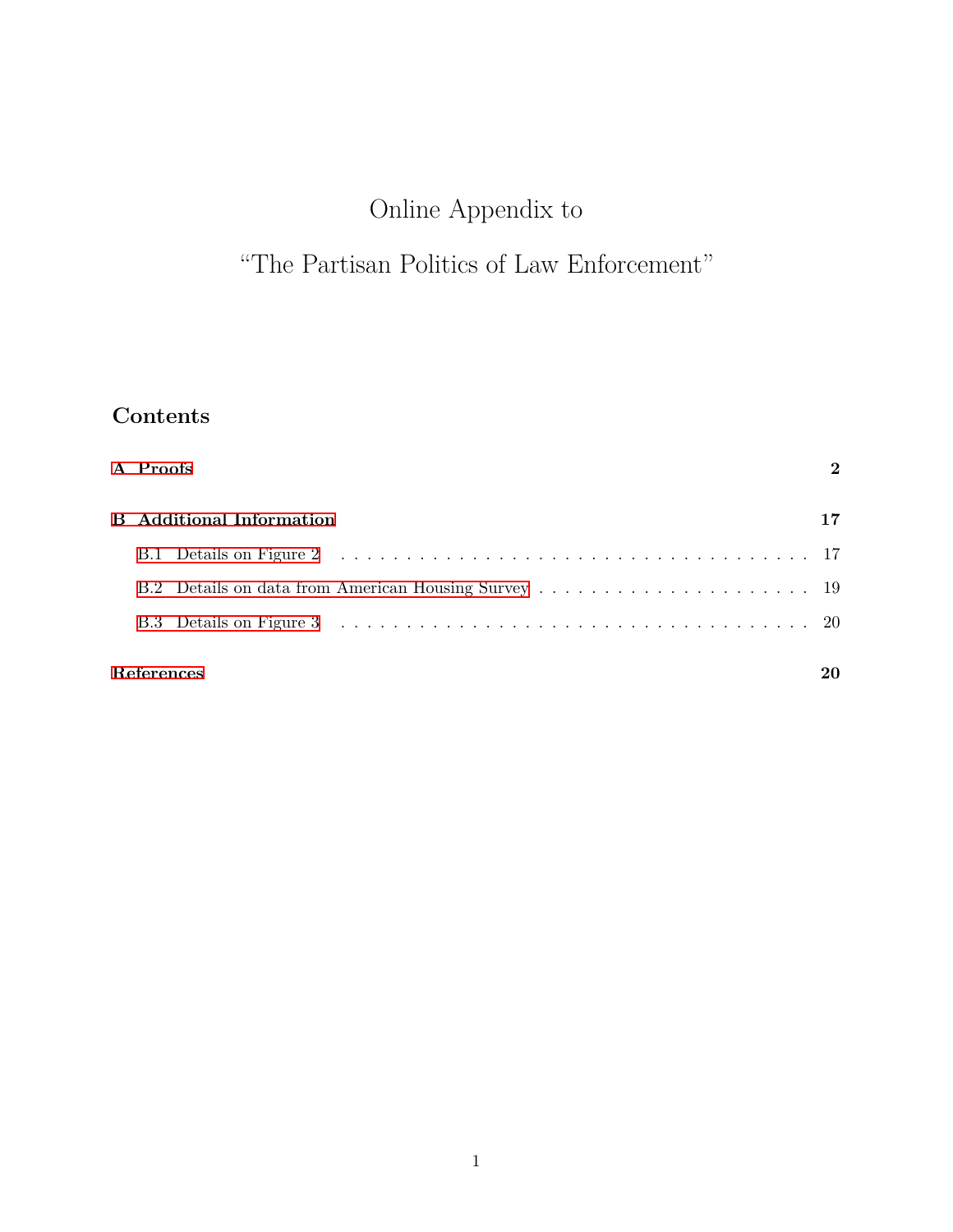# Online Appendix to

# "The Partisan Politics of Law Enforcement"

## Contents

**A Proofs** **2**

**B Additional Information** **17**

- B.1 Details on Figure 2 . . . . . . . . . . . . . . . . . . . . . . . . . . . . . . . . . . . . 17
- B.2 Details on data from American Housing Survey . . . . . . . . . . . . . . . . . . . . . 19
- B.3 Details on Figure 3 . . . . . . . . . . . . . . . . . . . . . . . . . . . . . . . . . . . . 20

**References** **20**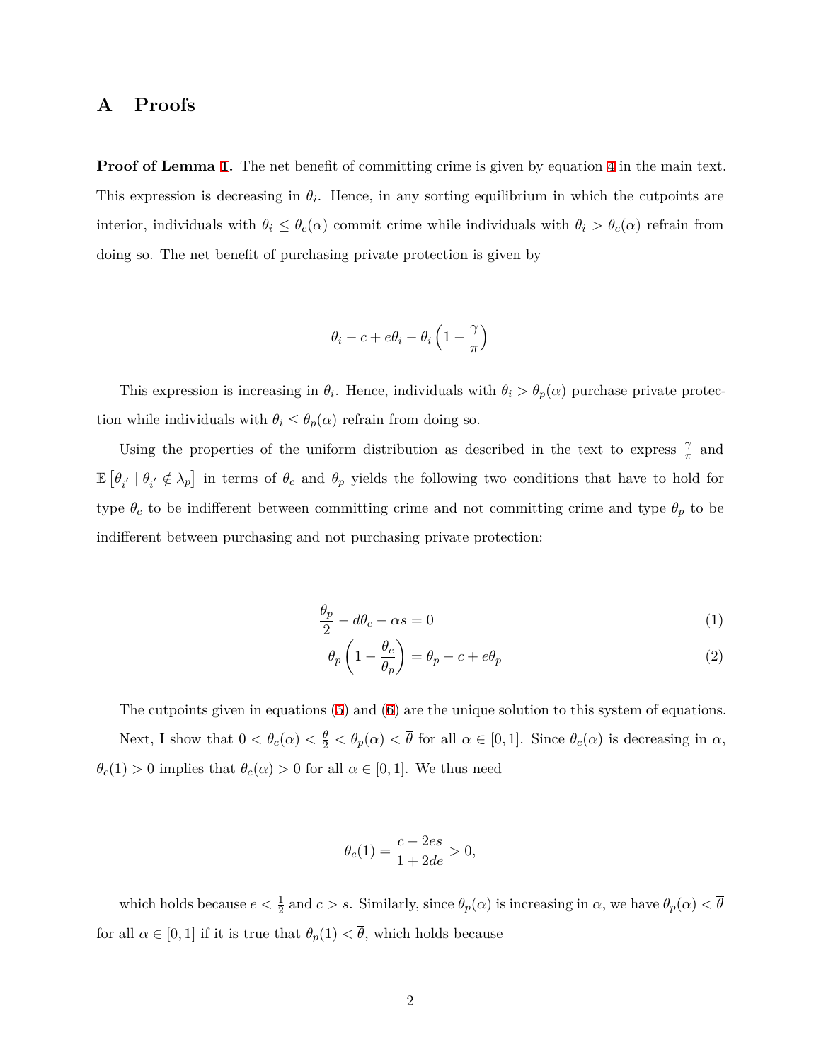# A Proofs

**Proof of Lemma 1.** The net benefit of committing crime is given by equation 4 in the main text. This expression is decreasing in $\theta_i$. Hence, in any sorting equilibrium in which the cutpoints are interior, individuals with $\theta_i \leq \theta_c(\alpha)$ commit crime while individuals with $\theta_i > \theta_c(\alpha)$ refrain from doing so. The net benefit of purchasing private protection is given by

$$\theta_i - c + e\theta_i - \theta_i \left(1 - \frac{\gamma}{\pi}\right)$$

This expression is increasing in $\theta_i$. Hence, individuals with $\theta_i > \theta_p(\alpha)$ purchase private protection while individuals with $\theta_i \leq \theta_p(\alpha)$ refrain from doing so.

Using the properties of the uniform distribution as described in the text to express $\frac{\gamma}{\pi}$ and $\mathbb{E}\left[\theta_{i'} \mid \theta_{i'} \notin \lambda_p\right]$ in terms of $\theta_c$ and $\theta_p$ yields the following two conditions that have to hold for type $\theta_c$ to be indifferent between committing crime and not committing crime and type $\theta_p$ to be indifferent between purchasing and not purchasing private protection:

$$\frac{\theta_p}{2} - d\theta_c - \alpha s = 0 \tag{1}$$

$$\theta_p \left(1 - \frac{\theta_c}{\theta_p}\right) = \theta_p - c + e\theta_p \tag{2}$$

The cutpoints given in equations (5) and (6) are the unique solution to this system of equations.

Next, I show that $0 < \theta_c(\alpha) < \frac{\overline{\theta}}{2} < \theta_p(\alpha) < \overline{\theta}$ for all $\alpha \in [0, 1]$. Since $\theta_c(\alpha)$ is decreasing in $\alpha$, $\theta_c(1) > 0$ implies that $\theta_c(\alpha) > 0$ for all $\alpha \in [0, 1]$. We thus need

$$\theta_c(1) = \frac{c - 2es}{1 + 2de} > 0,$$

which holds because $e < \frac{1}{2}$ and $c > s$. Similarly, since $\theta_p(\alpha)$ is increasing in $\alpha$, we have $\theta_p(\alpha) < \overline{\theta}$ for all $\alpha \in [0, 1]$ if it is true that $\theta_p(1) < \overline{\theta}$, which holds because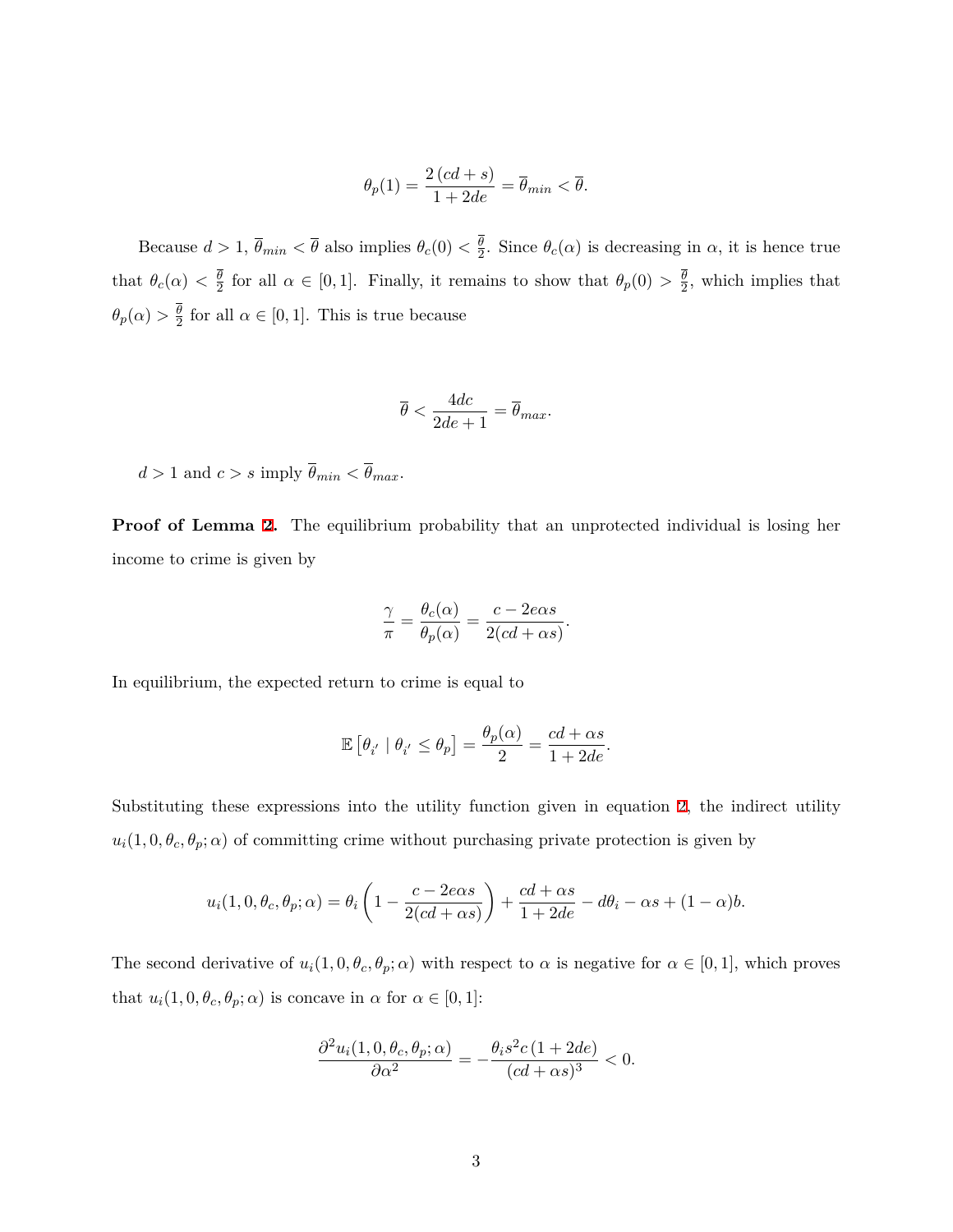$$\theta_p(1) = \frac{2\,(cd+s)}{1+2de} = \overline{\theta}_{min} < \overline{\theta}.$$

Because $d > 1$, $\overline{\theta}_{min} < \overline{\theta}$ also implies $\theta_c(0) < \frac{\overline{\theta}}{2}$. Since $\theta_c(\alpha)$ is decreasing in $\alpha$, it is hence true that $\theta_c(\alpha) < \frac{\overline{\theta}}{2}$ for all $\alpha \in [0,1]$. Finally, it remains to show that $\theta_p(0) > \frac{\overline{\theta}}{2}$, which implies that $\theta_p(\alpha) > \frac{\overline{\theta}}{2}$ for all $\alpha \in [0,1]$. This is true because

$$\overline{\theta} < \frac{4dc}{2de+1} = \overline{\theta}_{max}.$$

$d > 1$ and $c > s$ imply $\overline{\theta}_{min} < \overline{\theta}_{max}$.

**Proof of Lemma 2.** The equilibrium probability that an unprotected individual is losing her income to crime is given by

$$\frac{\gamma}{\pi} = \frac{\theta_c(\alpha)}{\theta_p(\alpha)} = \frac{c - 2e\alpha s}{2(cd+\alpha s)}.$$

In equilibrium, the expected return to crime is equal to

$$\mathbb{E}\left[\theta_{i'} \mid \theta_{i'} \leq \theta_p\right] = \frac{\theta_p(\alpha)}{2} = \frac{cd+\alpha s}{1+2de}.$$

Substituting these expressions into the utility function given in equation 2, the indirect utility $u_i(1,0,\theta_c,\theta_p;\alpha)$ of committing crime without purchasing private protection is given by

$$u_i(1,0,\theta_c,\theta_p;\alpha) = \theta_i\left(1 - \frac{c-2e\alpha s}{2(cd+\alpha s)}\right) + \frac{cd+\alpha s}{1+2de} - d\theta_i - \alpha s + (1-\alpha)b.$$

The second derivative of $u_i(1,0,\theta_c,\theta_p;\alpha)$ with respect to $\alpha$ is negative for $\alpha \in [0,1]$, which proves that $u_i(1,0,\theta_c,\theta_p;\alpha)$ is concave in $\alpha$ for $\alpha \in [0,1]$:

$$\frac{\partial^2 u_i(1,0,\theta_c,\theta_p;\alpha)}{\partial \alpha^2} = -\frac{\theta_i s^2 c\,(1+2de)}{(cd+\alpha s)^3} < 0.$$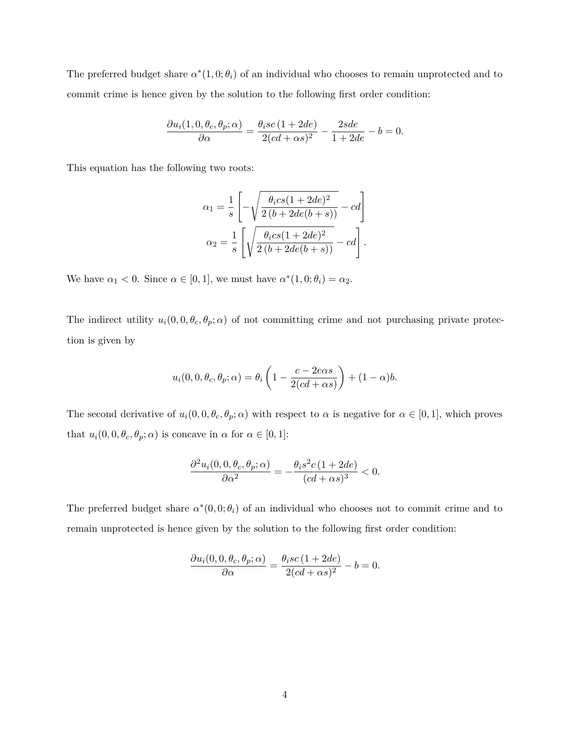The preferred budget share $\alpha^*(1, 0; \theta_i)$ of an individual who chooses to remain unprotected and to commit crime is hence given by the solution to the following first order condition:

$$\frac{\partial u_i(1, 0, \theta_c, \theta_p; \alpha)}{\partial \alpha} = \frac{\theta_i sc\,(1 + 2de)}{2(cd + \alpha s)^2} - \frac{2sde}{1 + 2de} - b = 0.$$

This equation has the following two roots:

$$\alpha_1 = \frac{1}{s}\left[-\sqrt{\frac{\theta_i cs(1 + 2de)^2}{2\,(b + 2de(b + s))}} - cd\right]$$

$$\alpha_2 = \frac{1}{s}\left[\sqrt{\frac{\theta_i cs(1 + 2de)^2}{2\,(b + 2de(b + s))}} - cd\right].$$

We have $\alpha_1 < 0$. Since $\alpha \in [0, 1]$, we must have $\alpha^*(1, 0; \theta_i) = \alpha_2$.

The indirect utility $u_i(0, 0, \theta_c, \theta_p; \alpha)$ of not committing crime and not purchasing private protection is given by

$$u_i(0, 0, \theta_c, \theta_p; \alpha) = \theta_i\left(1 - \frac{c - 2e\alpha s}{2(cd + \alpha s)}\right) + (1 - \alpha)b.$$

The second derivative of $u_i(0, 0, \theta_c, \theta_p; \alpha)$ with respect to $\alpha$ is negative for $\alpha \in [0, 1]$, which proves that $u_i(0, 0, \theta_c, \theta_p; \alpha)$ is concave in $\alpha$ for $\alpha \in [0, 1]$:

$$\frac{\partial^2 u_i(0, 0, \theta_c, \theta_p; \alpha)}{\partial \alpha^2} = -\frac{\theta_i s^2 c\,(1 + 2de)}{(cd + \alpha s)^3} < 0.$$

The preferred budget share $\alpha^*(0, 0; \theta_i)$ of an individual who chooses not to commit crime and to remain unprotected is hence given by the solution to the following first order condition:

$$\frac{\partial u_i(0, 0, \theta_c, \theta_p; \alpha)}{\partial \alpha} = \frac{\theta_i sc\,(1 + 2de)}{2(cd + \alpha s)^2} - b = 0.$$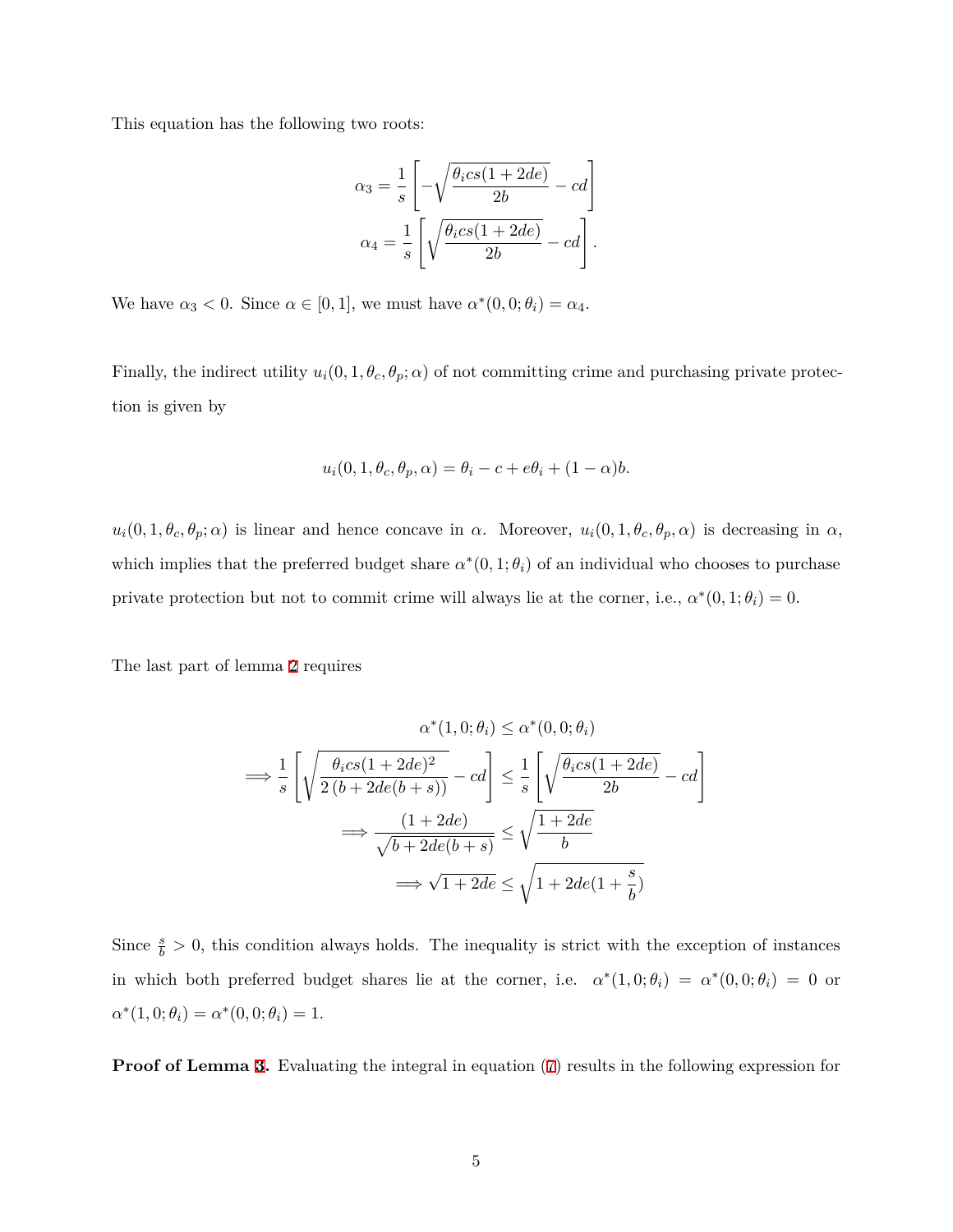This equation has the following two roots:

$$\alpha_3 = \frac{1}{s}\left[-\sqrt{\frac{\theta_i cs(1+2de)}{2b}} - cd\right]$$

$$\alpha_4 = \frac{1}{s}\left[\sqrt{\frac{\theta_i cs(1+2de)}{2b}} - cd\right].$$

We have $\alpha_3 < 0$. Since $\alpha \in [0,1]$, we must have $\alpha^*(0,0;\theta_i) = \alpha_4$.

Finally, the indirect utility $u_i(0,1,\theta_c,\theta_p;\alpha)$ of not committing crime and purchasing private protection is given by

$$u_i(0,1,\theta_c,\theta_p,\alpha) = \theta_i - c + e\theta_i + (1-\alpha)b.$$

$u_i(0,1,\theta_c,\theta_p;\alpha)$ is linear and hence concave in $\alpha$. Moreover, $u_i(0,1,\theta_c,\theta_p,\alpha)$ is decreasing in $\alpha$, which implies that the preferred budget share $\alpha^*(0,1;\theta_i)$ of an individual who chooses to purchase private protection but not to commit crime will always lie at the corner, i.e., $\alpha^*(0,1;\theta_i) = 0$.

The last part of lemma 2 requires

$$\alpha^*(1,0;\theta_i) \leq \alpha^*(0,0;\theta_i)$$

$$\Longrightarrow \frac{1}{s}\left[\sqrt{\frac{\theta_i cs(1+2de)^2}{2\left(b+2de(b+s)\right)}} - cd\right] \leq \frac{1}{s}\left[\sqrt{\frac{\theta_i cs(1+2de)}{2b}} - cd\right]$$

$$\Longrightarrow \frac{(1+2de)}{\sqrt{b+2de(b+s)}} \leq \sqrt{\frac{1+2de}{b}}$$

$$\Longrightarrow \sqrt{1+2de} \leq \sqrt{1+2de(1+\frac{s}{b})}$$

Since $\frac{s}{b} > 0$, this condition always holds. The inequality is strict with the exception of instances in which both preferred budget shares lie at the corner, i.e. $\alpha^*(1,0;\theta_i) = \alpha^*(0,0;\theta_i) = 0$ or $\alpha^*(1,0;\theta_i) = \alpha^*(0,0;\theta_i) = 1$.

**Proof of Lemma 3.** Evaluating the integral in equation (7) results in the following expression for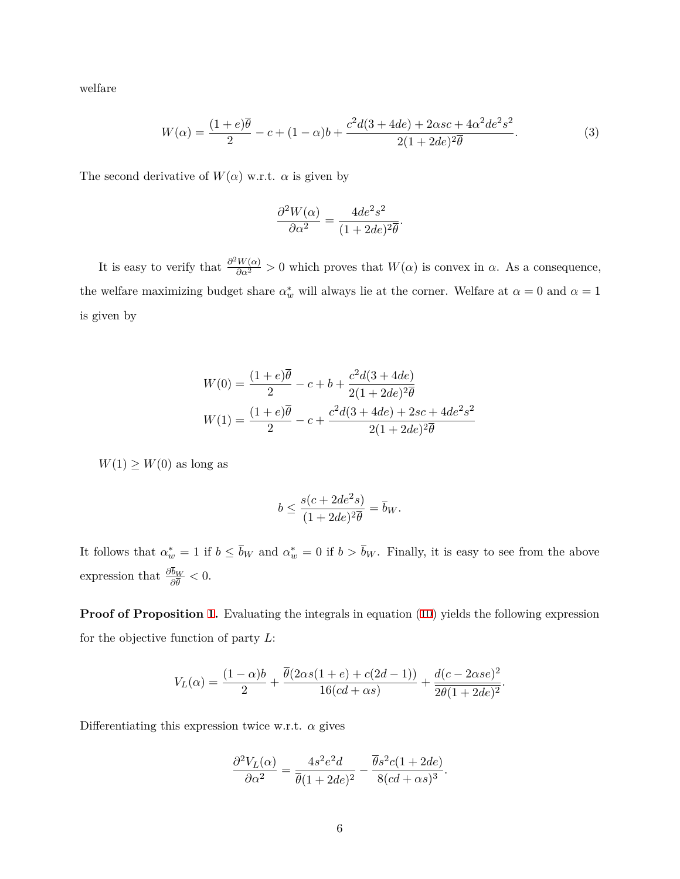welfare

$$W(\alpha) = \frac{(1+e)\overline{\theta}}{2} - c + (1-\alpha)b + \frac{c^2 d(3+4de) + 2\alpha sc + 4\alpha^2 de^2 s^2}{2(1+2de)^2\overline{\theta}}. \tag{3}$$

The second derivative of $W(\alpha)$ w.r.t. $\alpha$ is given by

$$\frac{\partial^2 W(\alpha)}{\partial \alpha^2} = \frac{4de^2 s^2}{(1+2de)^2\overline{\theta}}.$$

It is easy to verify that $\frac{\partial^2 W(\alpha)}{\partial \alpha^2} > 0$ which proves that $W(\alpha)$ is convex in $\alpha$. As a consequence, the welfare maximizing budget share $\alpha_w^*$ will always lie at the corner. Welfare at $\alpha = 0$ and $\alpha = 1$ is given by

$$W(0) = \frac{(1+e)\overline{\theta}}{2} - c + b + \frac{c^2 d(3+4de)}{2(1+2de)^2\overline{\theta}}$$

$$W(1) = \frac{(1+e)\overline{\theta}}{2} - c + \frac{c^2 d(3+4de) + 2sc + 4de^2 s^2}{2(1+2de)^2\overline{\theta}}$$

$W(1) \geq W(0)$ as long as

$$b \leq \frac{s(c + 2de^2 s)}{(1+2de)^2\overline{\theta}} = \overline{b}_W.$$

It follows that $\alpha_w^* = 1$ if $b \leq \overline{b}_W$ and $\alpha_w^* = 0$ if $b > \overline{b}_W$. Finally, it is easy to see from the above expression that $\frac{\partial \overline{b}_W}{\partial \overline{\theta}} < 0$.

**Proof of Proposition 1.** Evaluating the integrals in equation (10) yields the following expression for the objective function of party $L$:

$$V_L(\alpha) = \frac{(1-\alpha)b}{2} + \frac{\overline{\theta}(2\alpha s(1+e) + c(2d-1))}{16(cd + \alpha s)} + \frac{d(c - 2\alpha se)^2}{2\overline{\theta}(1+2de)^2}.$$

Differentiating this expression twice w.r.t. $\alpha$ gives

$$\frac{\partial^2 V_L(\alpha)}{\partial \alpha^2} = \frac{4s^2 e^2 d}{\overline{\theta}(1+2de)^2} - \frac{\overline{\theta} s^2 c(1+2de)}{8(cd + \alpha s)^3}.$$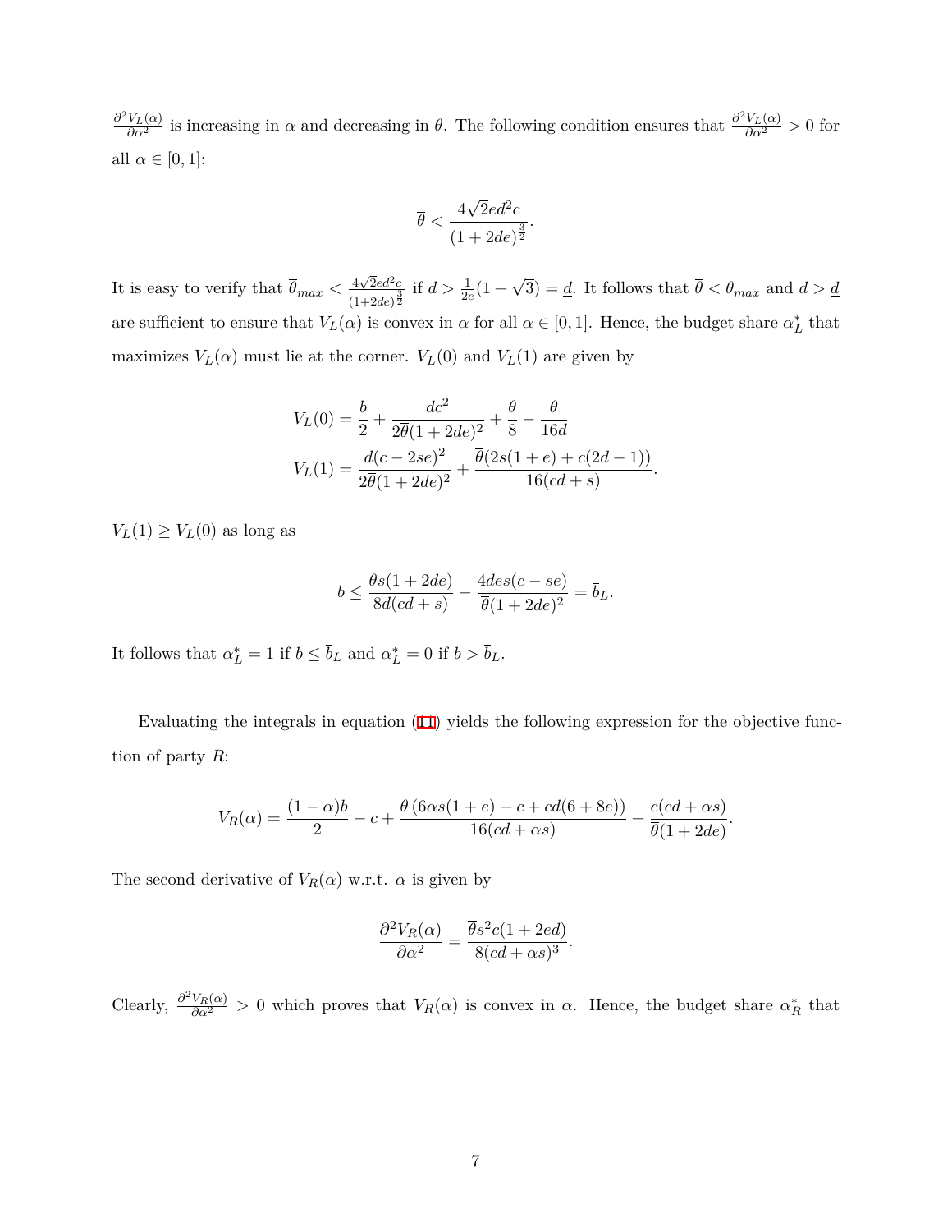$\frac{\partial^2 V_L(\alpha)}{\partial \alpha^2}$ is increasing in $\alpha$ and decreasing in $\overline{\theta}$. The following condition ensures that $\frac{\partial^2 V_L(\alpha)}{\partial \alpha^2} > 0$ for all $\alpha \in [0, 1]$:

$$\overline{\theta} < \frac{4\sqrt{2}ed^2c}{(1+2de)^{\frac{3}{2}}}.$$

It is easy to verify that $\overline{\theta}_{max} < \frac{4\sqrt{2}ed^2c}{(1+2de)^{\frac{3}{2}}}$ if $d > \frac{1}{2e}(1+\sqrt{3}) = \underline{d}$. It follows that $\overline{\theta} < \theta_{max}$ and $d > \underline{d}$ are sufficient to ensure that $V_L(\alpha)$ is convex in $\alpha$ for all $\alpha \in [0, 1]$. Hence, the budget share $\alpha_L^*$ that maximizes $V_L(\alpha)$ must lie at the corner. $V_L(0)$ and $V_L(1)$ are given by

$$V_L(0) = \frac{b}{2} + \frac{dc^2}{2\overline{\theta}(1+2de)^2} + \frac{\overline{\theta}}{8} - \frac{\overline{\theta}}{16d}$$
$$V_L(1) = \frac{d(c-2se)^2}{2\overline{\theta}(1+2de)^2} + \frac{\overline{\theta}(2s(1+e)+c(2d-1))}{16(cd+s)}.$$

$V_L(1) \geq V_L(0)$ as long as

$$b \leq \frac{\overline{\theta}s(1+2de)}{8d(cd+s)} - \frac{4des(c-se)}{\overline{\theta}(1+2de)^2} = \overline{b}_L.$$

It follows that $\alpha_L^* = 1$ if $b \leq \overline{b}_L$ and $\alpha_L^* = 0$ if $b > \overline{b}_L$.

Evaluating the integrals in equation (11) yields the following expression for the objective function of party $R$:

$$V_R(\alpha) = \frac{(1-\alpha)b}{2} - c + \frac{\overline{\theta}\left(6\alpha s(1+e) + c + cd(6+8e)\right)}{16(cd+\alpha s)} + \frac{c(cd+\alpha s)}{\overline{\theta}(1+2de)}.$$

The second derivative of $V_R(\alpha)$ w.r.t. $\alpha$ is given by

$$\frac{\partial^2 V_R(\alpha)}{\partial \alpha^2} = \frac{\overline{\theta}s^2c(1+2ed)}{8(cd+\alpha s)^3}.$$

Clearly, $\frac{\partial^2 V_R(\alpha)}{\partial \alpha^2} > 0$ which proves that $V_R(\alpha)$ is convex in $\alpha$. Hence, the budget share $\alpha_R^*$ that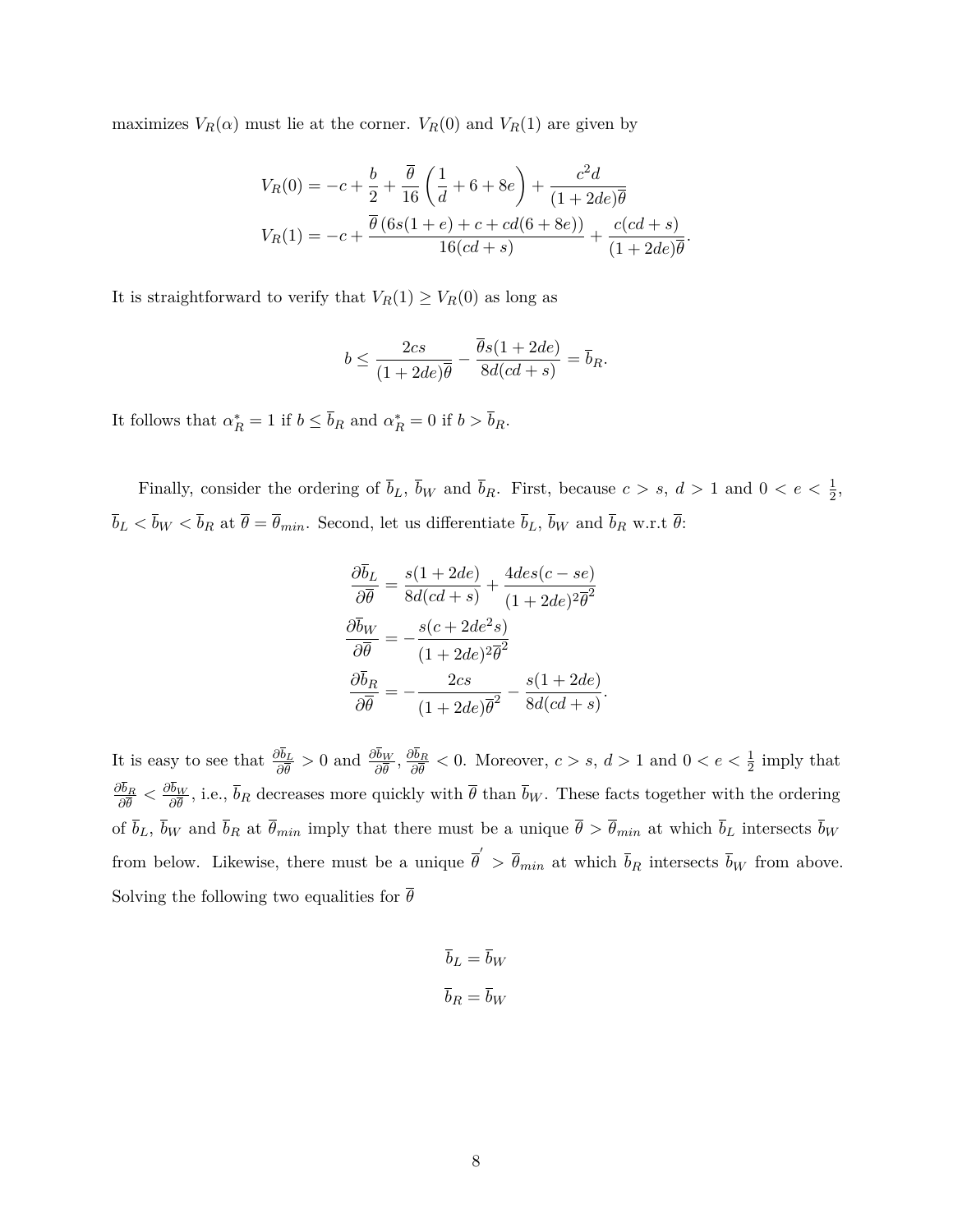maximizes $V_R(\alpha)$ must lie at the corner. $V_R(0)$ and $V_R(1)$ are given by

$$
\begin{aligned}
V_R(0) &= -c + \frac{b}{2} + \frac{\overline{\theta}}{16}\left(\frac{1}{d} + 6 + 8e\right) + \frac{c^2 d}{(1+2de)\overline{\theta}} \\
V_R(1) &= -c + \frac{\overline{\theta}\,(6s(1+e) + c + cd(6+8e))}{16(cd+s)} + \frac{c(cd+s)}{(1+2de)\overline{\theta}}.
\end{aligned}
$$

It is straightforward to verify that $V_R(1) \geq V_R(0)$ as long as

$$
b \leq \frac{2cs}{(1+2de)\overline{\theta}} - \frac{\overline{\theta}s(1+2de)}{8d(cd+s)} = \overline{b}_R.
$$

It follows that $\alpha_R^* = 1$ if $b \leq \overline{b}_R$ and $\alpha_R^* = 0$ if $b > \overline{b}_R$.

Finally, consider the ordering of $\overline{b}_L$, $\overline{b}_W$ and $\overline{b}_R$. First, because $c > s$, $d > 1$ and $0 < e < \frac{1}{2}$, $\overline{b}_L < \overline{b}_W < \overline{b}_R$ at $\overline{\theta} = \overline{\theta}_{min}$. Second, let us differentiate $\overline{b}_L$, $\overline{b}_W$ and $\overline{b}_R$ w.r.t $\overline{\theta}$:

$$
\begin{aligned}
\frac{\partial \overline{b}_L}{\partial \overline{\theta}} &= \frac{s(1+2de)}{8d(cd+s)} + \frac{4des(c-se)}{(1+2de)^2\overline{\theta}^2} \\
\frac{\partial \overline{b}_W}{\partial \overline{\theta}} &= -\frac{s(c+2de^2 s)}{(1+2de)^2\overline{\theta}^2} \\
\frac{\partial \overline{b}_R}{\partial \overline{\theta}} &= -\frac{2cs}{(1+2de)\overline{\theta}^2} - \frac{s(1+2de)}{8d(cd+s)}.
\end{aligned}
$$

It is easy to see that $\frac{\partial \overline{b}_L}{\partial \overline{\theta}} > 0$ and $\frac{\partial \overline{b}_W}{\partial \overline{\theta}}, \frac{\partial \overline{b}_R}{\partial \overline{\theta}} < 0$. Moreover, $c > s$, $d > 1$ and $0 < e < \frac{1}{2}$ imply that $\frac{\partial \overline{b}_R}{\partial \overline{\theta}} < \frac{\partial \overline{b}_W}{\partial \overline{\theta}}$, i.e., $\overline{b}_R$ decreases more quickly with $\overline{\theta}$ than $\overline{b}_W$. These facts together with the ordering of $\overline{b}_L$, $\overline{b}_W$ and $\overline{b}_R$ at $\overline{\theta}_{min}$ imply that there must be a unique $\overline{\theta} > \overline{\theta}_{min}$ at which $\overline{b}_L$ intersects $\overline{b}_W$ from below. Likewise, there must be a unique $\overline{\theta}' > \overline{\theta}_{min}$ at which $\overline{b}_R$ intersects $\overline{b}_W$ from above. Solving the following two equalities for $\overline{\theta}$

$$
\begin{aligned}
\overline{b}_L &= \overline{b}_W \\
\overline{b}_R &= \overline{b}_W
\end{aligned}
$$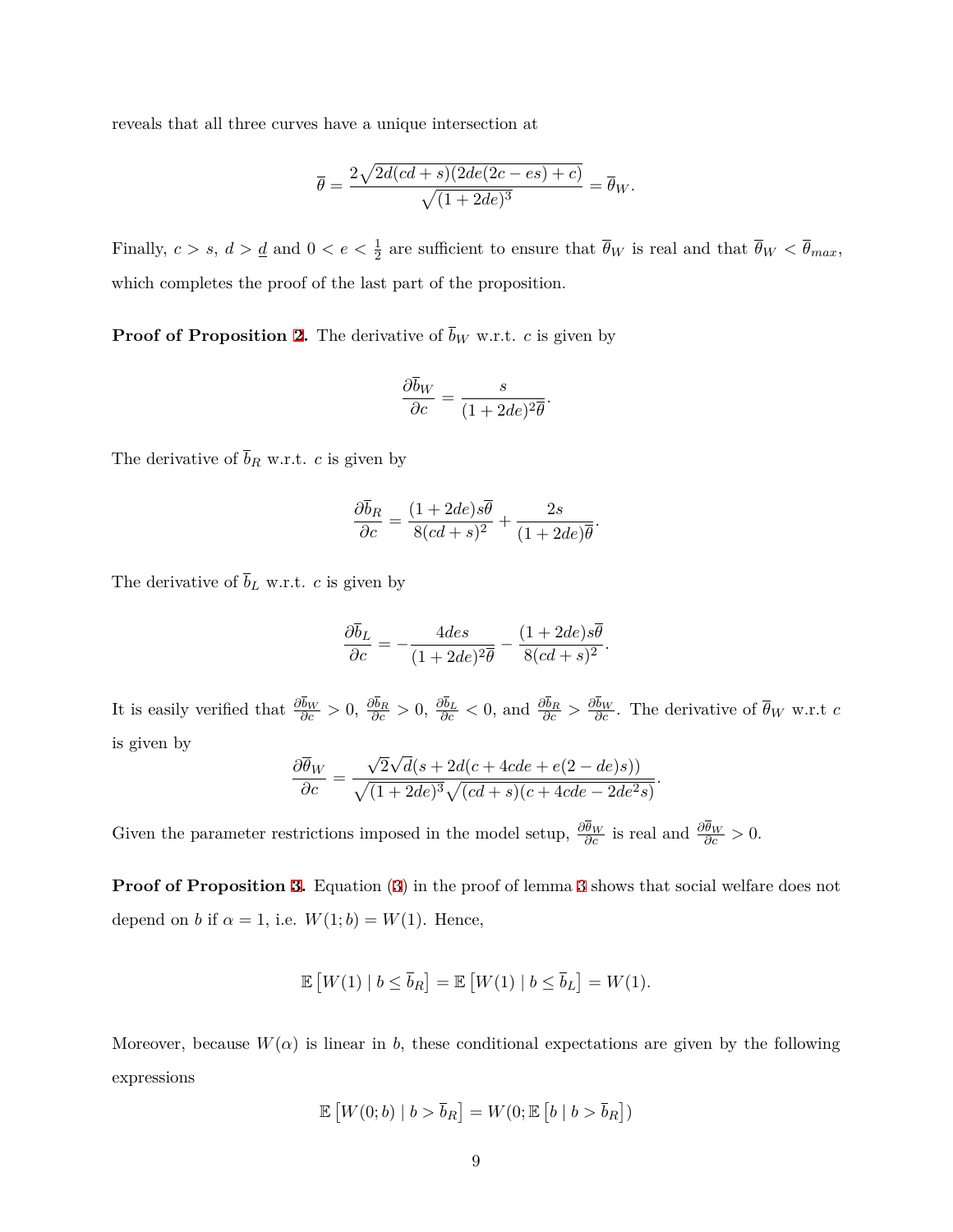reveals that all three curves have a unique intersection at

$$\overline{\theta} = \frac{2\sqrt{2d(cd+s)(2de(2c-es)+c)}}{\sqrt{(1+2de)^3}} = \overline{\theta}_W.$$

Finally, $c > s$, $d > \underline{d}$ and $0 < e < \frac{1}{2}$ are sufficient to ensure that $\overline{\theta}_W$ is real and that $\overline{\theta}_W < \overline{\theta}_{max}$, which completes the proof of the last part of the proposition.

**Proof of Proposition 2.** The derivative of $\overline{b}_W$ w.r.t. $c$ is given by

$$\frac{\partial \overline{b}_W}{\partial c} = \frac{s}{(1+2de)^2\overline{\theta}}.$$

The derivative of $\overline{b}_R$ w.r.t. $c$ is given by

$$\frac{\partial \overline{b}_R}{\partial c} = \frac{(1+2de)s\overline{\theta}}{8(cd+s)^2} + \frac{2s}{(1+2de)\overline{\theta}}.$$

The derivative of $\overline{b}_L$ w.r.t. $c$ is given by

$$\frac{\partial \overline{b}_L}{\partial c} = -\frac{4des}{(1+2de)^2\overline{\theta}} - \frac{(1+2de)s\overline{\theta}}{8(cd+s)^2}.$$

It is easily verified that $\frac{\partial \overline{b}_W}{\partial c} > 0$, $\frac{\partial \overline{b}_R}{\partial c} > 0$, $\frac{\partial \overline{b}_L}{\partial c} < 0$, and $\frac{\partial \overline{b}_R}{\partial c} > \frac{\partial \overline{b}_W}{\partial c}$. The derivative of $\overline{\theta}_W$ w.r.t $c$ is given by

$$\frac{\partial \overline{\theta}_W}{\partial c} = \frac{\sqrt{2}\sqrt{d}(s + 2d(c + 4cde + e(2-de)s))}{\sqrt{(1+2de)^3}\sqrt{(cd+s)(c+4cde-2de^2s)}}.$$

Given the parameter restrictions imposed in the model setup, $\frac{\partial \overline{\theta}_W}{\partial c}$ is real and $\frac{\partial \overline{\theta}_W}{\partial c} > 0$.

**Proof of Proposition 3.** Equation (3) in the proof of lemma 3 shows that social welfare does not depend on $b$ if $\alpha = 1$, i.e. $W(1; b) = W(1)$. Hence,

$$\mathbb{E}\left[W(1) \mid b \leq \overline{b}_R\right] = \mathbb{E}\left[W(1) \mid b \leq \overline{b}_L\right] = W(1).$$

Moreover, because $W(\alpha)$ is linear in $b$, these conditional expectations are given by the following expressions

$$\mathbb{E}\left[W(0; b) \mid b > \overline{b}_R\right] = W(0; \mathbb{E}\left[b \mid b > \overline{b}_R\right])$$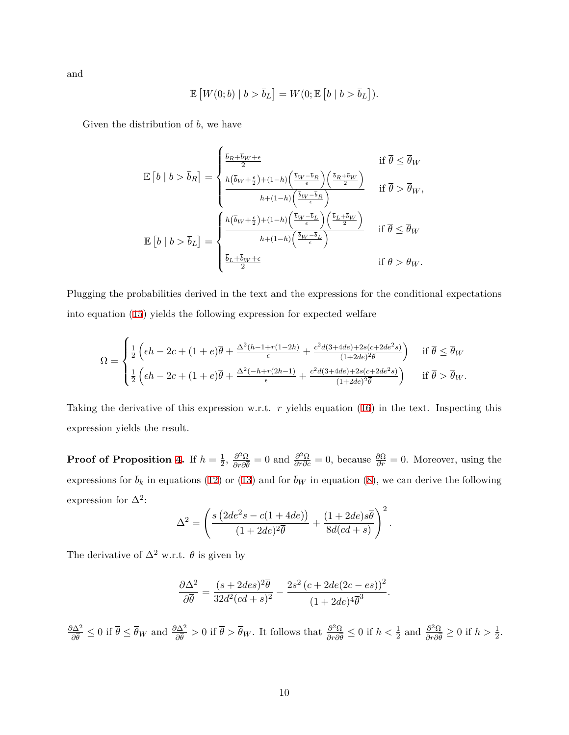and

$$\mathbb{E}\left[W(0;b) \mid b > \overline{b}_L\right] = W(0;\mathbb{E}\left[b \mid b > \overline{b}_L\right]).$$

Given the distribution of $b$, we have

$$\mathbb{E}\left[b \mid b > \overline{b}_R\right] = \begin{cases} \frac{\overline{b}_R + \overline{b}_W + \epsilon}{2} & \text{if } \overline{\theta} \leq \overline{\theta}_W \\ \frac{h\left(\overline{b}_W + \frac{\epsilon}{2}\right) + (1-h)\left(\frac{\overline{b}_W - \overline{b}_R}{\epsilon}\right)\left(\frac{\overline{b}_R + \overline{b}_W}{2}\right)}{h + (1-h)\left(\frac{\overline{b}_W - \overline{b}_R}{\epsilon}\right)} & \text{if } \overline{\theta} > \overline{\theta}_W, \end{cases}$$

$$\mathbb{E}\left[b \mid b > \overline{b}_L\right] = \begin{cases} \frac{h\left(\overline{b}_W + \frac{\epsilon}{2}\right) + (1-h)\left(\frac{\overline{b}_W - \overline{b}_L}{\epsilon}\right)\left(\frac{\overline{b}_L + \overline{b}_W}{2}\right)}{h + (1-h)\left(\frac{\overline{b}_W - \overline{b}_L}{\epsilon}\right)} & \text{if } \overline{\theta} \leq \overline{\theta}_W \\ \frac{\overline{b}_L + \overline{b}_W + \epsilon}{2} & \text{if } \overline{\theta} > \overline{\theta}_W. \end{cases}$$

Plugging the probabilities derived in the text and the expressions for the conditional expectations into equation (15) yields the following expression for expected welfare

$$\Omega = \begin{cases} \frac{1}{2}\left(\epsilon h - 2c + (1+e)\overline{\theta} + \frac{\Delta^2(h-1+r(1-2h)}{\epsilon} + \frac{c^2 d(3+4de) + 2s(c+2de^2 s)}{(1+2de)^2\overline{\theta}}\right) & \text{if } \overline{\theta} \leq \overline{\theta}_W \\ \frac{1}{2}\left(\epsilon h - 2c + (1+e)\overline{\theta} + \frac{\Delta^2(-h+r(2h-1)}{\epsilon} + \frac{c^2 d(3+4de) + 2s(c+2de^2 s)}{(1+2de)^2\overline{\theta}}\right) & \text{if } \overline{\theta} > \overline{\theta}_W. \end{cases}$$

Taking the derivative of this expression w.r.t. $r$ yields equation (16) in the text. Inspecting this expression yields the result.

**Proof of Proposition 4.** If $h = \frac{1}{2}$, $\frac{\partial^2 \Omega}{\partial r \partial \overline{\theta}} = 0$ and $\frac{\partial^2 \Omega}{\partial r \partial c} = 0$, because $\frac{\partial \Omega}{\partial r} = 0$. Moreover, using the expressions for $\overline{b}_k$ in equations (12) or (13) and for $\overline{b}_W$ in equation (8), we can derive the following expression for $\Delta^2$:

$$\Delta^2 = \left(\frac{s\left(2de^2 s - c(1+4de)\right)}{(1+2de)^2\overline{\theta}} + \frac{(1+2de)s\overline{\theta}}{8d(cd+s)}\right)^2.$$

The derivative of $\Delta^2$ w.r.t. $\overline{\theta}$ is given by

$$\frac{\partial \Delta^2}{\partial \overline{\theta}} = \frac{(s+2des)^2\overline{\theta}}{32d^2(cd+s)^2} - \frac{2s^2\left(c+2de(2c-es)\right)^2}{(1+2de)^4\overline{\theta}^3}.$$

$\frac{\partial \Delta^2}{\partial \overline{\theta}} \leq 0$ if $\overline{\theta} \leq \overline{\theta}_W$ and $\frac{\partial \Delta^2}{\partial \overline{\theta}} > 0$ if $\overline{\theta} > \overline{\theta}_W$. It follows that $\frac{\partial^2 \Omega}{\partial r \partial \overline{\theta}} \leq 0$ if $h < \frac{1}{2}$ and $\frac{\partial^2 \Omega}{\partial r \partial \overline{\theta}} \geq 0$ if $h > \frac{1}{2}$.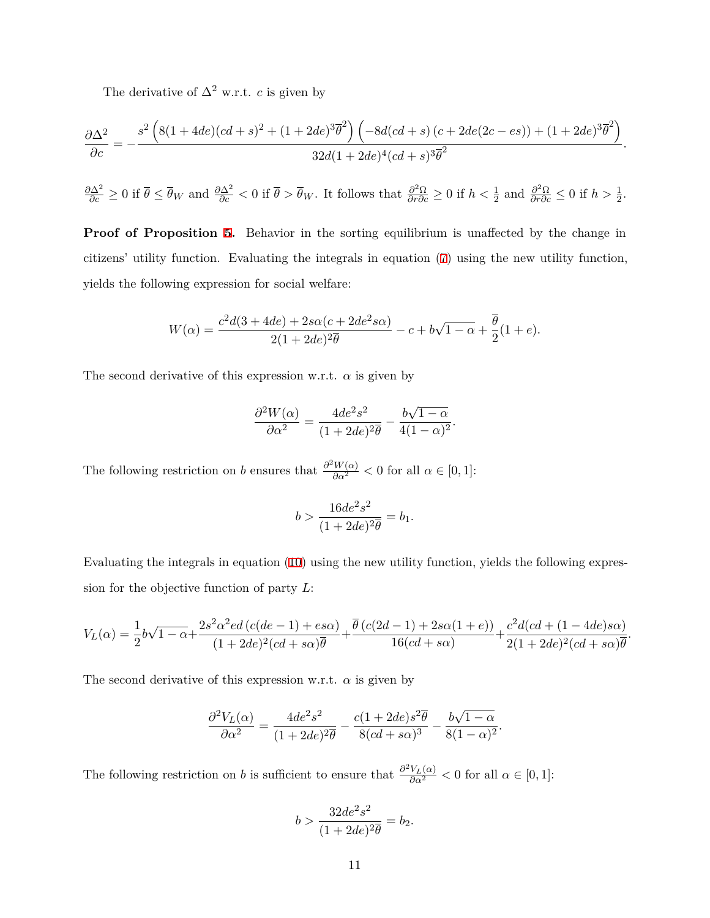The derivative of $\Delta^2$ w.r.t. $c$ is given by

$$\frac{\partial \Delta^2}{\partial c} = -\frac{s^2\left(8(1+4de)(cd+s)^2 + (1+2de)^3\overline{\theta}^2\right)\left(-8d(cd+s)\left(c+2de(2c-es)\right) + (1+2de)^3\overline{\theta}^2\right)}{32d(1+2de)^4(cd+s)^3\overline{\theta}^2}.$$

$\frac{\partial \Delta^2}{\partial c} \geq 0$ if $\overline{\theta} \leq \overline{\theta}_W$ and $\frac{\partial \Delta^2}{\partial c} < 0$ if $\overline{\theta} > \overline{\theta}_W$. It follows that $\frac{\partial^2 \Omega}{\partial r \partial c} \geq 0$ if $h < \frac{1}{2}$ and $\frac{\partial^2 \Omega}{\partial r \partial c} \leq 0$ if $h > \frac{1}{2}$.

**Proof of Proposition 5.** Behavior in the sorting equilibrium is unaffected by the change in citizens' utility function. Evaluating the integrals in equation (7) using the new utility function, yields the following expression for social welfare:

$$W(\alpha) = \frac{c^2 d(3+4de) + 2s\alpha(c+2de^2 s\alpha)}{2(1+2de)^2\overline{\theta}} - c + b\sqrt{1-\alpha} + \frac{\overline{\theta}}{2}(1+e).$$

The second derivative of this expression w.r.t. $\alpha$ is given by

$$\frac{\partial^2 W(\alpha)}{\partial \alpha^2} = \frac{4de^2 s^2}{(1+2de)^2\overline{\theta}} - \frac{b\sqrt{1-\alpha}}{4(1-\alpha)^2}.$$

The following restriction on $b$ ensures that $\frac{\partial^2 W(\alpha)}{\partial \alpha^2} < 0$ for all $\alpha \in [0,1]$:

$$b > \frac{16de^2 s^2}{(1+2de)^2\overline{\theta}} = b_1.$$

Evaluating the integrals in equation (10) using the new utility function, yields the following expression for the objective function of party $L$:

$$V_L(\alpha) = \frac{1}{2}b\sqrt{1-\alpha} + \frac{2s^2\alpha^2 ed\left(c(de-1)+es\alpha\right)}{(1+2de)^2(cd+s\alpha)\overline{\theta}} + \frac{\overline{\theta}\left(c(2d-1)+2s\alpha(1+e)\right)}{16(cd+s\alpha)} + \frac{c^2 d(cd+(1-4de)s\alpha)}{2(1+2de)^2(cd+s\alpha)\overline{\theta}}.$$

The second derivative of this expression w.r.t. $\alpha$ is given by

$$\frac{\partial^2 V_L(\alpha)}{\partial \alpha^2} = \frac{4de^2 s^2}{(1+2de)^2\overline{\theta}} - \frac{c(1+2de)s^2\overline{\theta}}{8(cd+s\alpha)^3} - \frac{b\sqrt{1-\alpha}}{8(1-\alpha)^2}.$$

The following restriction on $b$ is sufficient to ensure that $\frac{\partial^2 V_L(\alpha)}{\partial \alpha^2} < 0$ for all $\alpha \in [0,1]$:

$$b > \frac{32de^2 s^2}{(1+2de)^2\overline{\theta}} = b_2.$$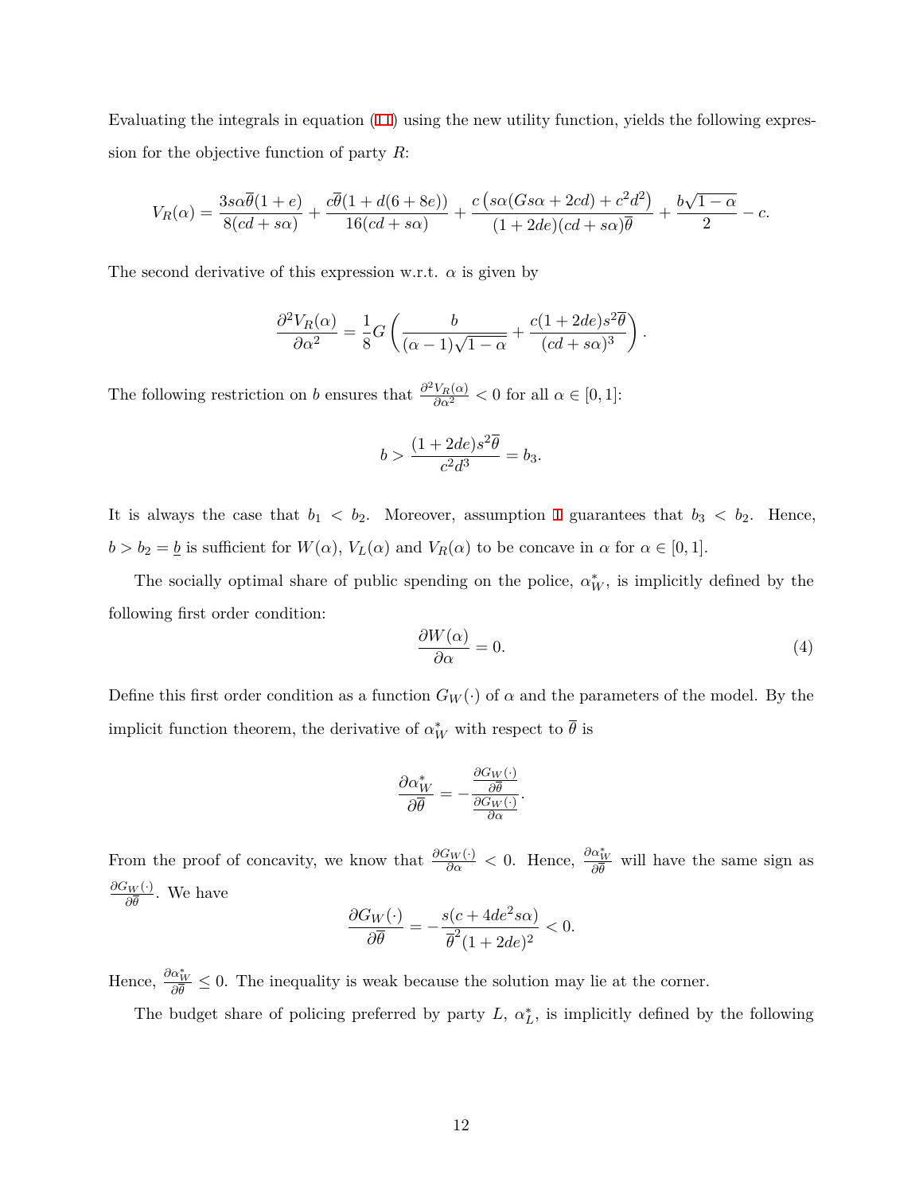Evaluating the integrals in equation (11) using the new utility function, yields the following expression for the objective function of party $R$:

$$V_R(\alpha) = \frac{3s\alpha\overline{\theta}(1+e)}{8(cd+s\alpha)} + \frac{c\overline{\theta}(1+d(6+8e))}{16(cd+s\alpha)} + \frac{c\left(s\alpha(Gs\alpha+2cd)+c^2d^2\right)}{(1+2de)(cd+s\alpha)\overline{\theta}} + \frac{b\sqrt{1-\alpha}}{2} - c.$$

The second derivative of this expression w.r.t. $\alpha$ is given by

$$\frac{\partial^2 V_R(\alpha)}{\partial\alpha^2} = \frac{1}{8}G\left(\frac{b}{(\alpha-1)\sqrt{1-\alpha}} + \frac{c(1+2de)s^2\overline{\theta}}{(cd+s\alpha)^3}\right).$$

The following restriction on $b$ ensures that $\frac{\partial^2 V_R(\alpha)}{\partial\alpha^2} < 0$ for all $\alpha \in [0,1]$:

$$b > \frac{(1+2de)s^2\overline{\theta}}{c^2d^3} = b_3.$$

It is always the case that $b_1 < b_2$. Moreover, assumption 1 guarantees that $b_3 < b_2$. Hence, $b > b_2 = \underline{b}$ is sufficient for $W(\alpha)$, $V_L(\alpha)$ and $V_R(\alpha)$ to be concave in $\alpha$ for $\alpha \in [0,1]$.

The socially optimal share of public spending on the police, $\alpha_W^*$, is implicitly defined by the following first order condition:

$$\frac{\partial W(\alpha)}{\partial\alpha} = 0. \tag{4}$$

Define this first order condition as a function $G_W(\cdot)$ of $\alpha$ and the parameters of the model. By the implicit function theorem, the derivative of $\alpha_W^*$ with respect to $\overline{\theta}$ is

$$\frac{\partial\alpha_W^*}{\partial\overline{\theta}} = -\frac{\frac{\partial G_W(\cdot)}{\partial\overline{\theta}}}{\frac{\partial G_W(\cdot)}{\partial\alpha}}.$$

From the proof of concavity, we know that $\frac{\partial G_W(\cdot)}{\partial\alpha} < 0$. Hence, $\frac{\partial\alpha_W^*}{\partial\overline{\theta}}$ will have the same sign as $\frac{\partial G_W(\cdot)}{\partial\overline{\theta}}$. We have

$$\frac{\partial G_W(\cdot)}{\partial\overline{\theta}} = -\frac{s(c+4de^2s\alpha)}{\overline{\theta}^2(1+2de)^2} < 0.$$

Hence, $\frac{\partial\alpha_W^*}{\partial\overline{\theta}} \leq 0$. The inequality is weak because the solution may lie at the corner.

The budget share of policing preferred by party $L$, $\alpha_L^*$, is implicitly defined by the following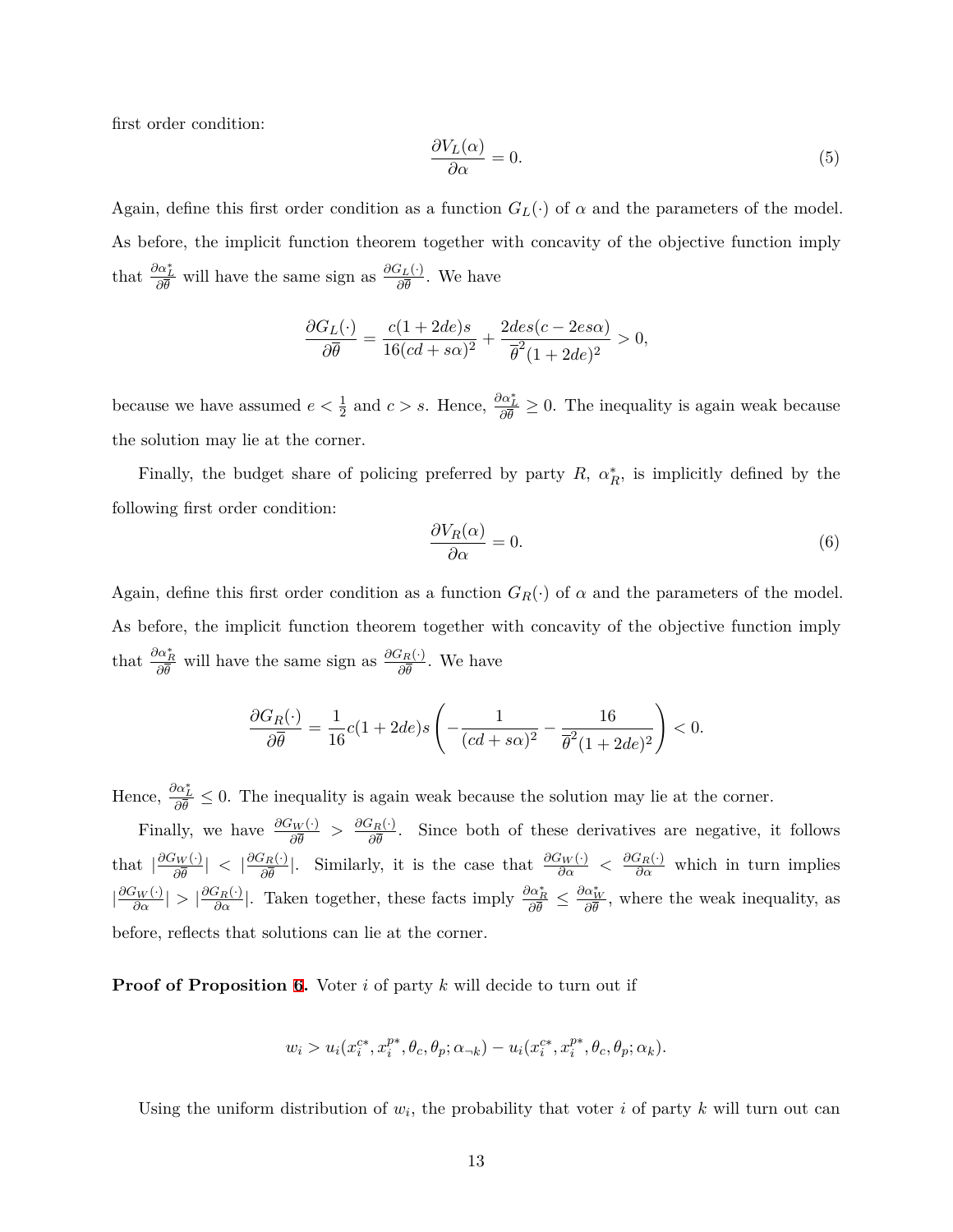first order condition:

$$\frac{\partial V_L(\alpha)}{\partial \alpha} = 0. \tag{5}$$

Again, define this first order condition as a function $G_L(\cdot)$ of $\alpha$ and the parameters of the model. As before, the implicit function theorem together with concavity of the objective function imply that $\frac{\partial \alpha_L^*}{\partial \bar{\theta}}$ will have the same sign as $\frac{\partial G_L(\cdot)}{\partial \bar{\theta}}$. We have

$$\frac{\partial G_L(\cdot)}{\partial \bar{\theta}} = \frac{c(1+2de)s}{16(cd+s\alpha)^2} + \frac{2des(c-2es\alpha)}{\bar{\theta}^2(1+2de)^2} > 0,$$

because we have assumed $e < \frac{1}{2}$ and $c > s$. Hence, $\frac{\partial \alpha_L^*}{\partial \bar{\theta}} \geq 0$. The inequality is again weak because the solution may lie at the corner.

Finally, the budget share of policing preferred by party $R$, $\alpha_R^*$, is implicitly defined by the following first order condition:

$$\frac{\partial V_R(\alpha)}{\partial \alpha} = 0. \tag{6}$$

Again, define this first order condition as a function $G_R(\cdot)$ of $\alpha$ and the parameters of the model. As before, the implicit function theorem together with concavity of the objective function imply that $\frac{\partial \alpha_R^*}{\partial \bar{\theta}}$ will have the same sign as $\frac{\partial G_R(\cdot)}{\partial \bar{\theta}}$. We have

$$\frac{\partial G_R(\cdot)}{\partial \bar{\theta}} = \frac{1}{16}c(1+2de)s\left(-\frac{1}{(cd+s\alpha)^2} - \frac{16}{\bar{\theta}^2(1+2de)^2}\right) < 0.$$

Hence, $\frac{\partial \alpha_L^*}{\partial \bar{\theta}} \leq 0$. The inequality is again weak because the solution may lie at the corner.

Finally, we have $\frac{\partial G_W(\cdot)}{\partial \bar{\theta}} > \frac{\partial G_R(\cdot)}{\partial \bar{\theta}}$. Since both of these derivatives are negative, it follows that $|\frac{\partial G_W(\cdot)}{\partial \bar{\theta}}| < |\frac{\partial G_R(\cdot)}{\partial \bar{\theta}}|$. Similarly, it is the case that $\frac{\partial G_W(\cdot)}{\partial \alpha} < \frac{\partial G_R(\cdot)}{\partial \alpha}$ which in turn implies $|\frac{\partial G_W(\cdot)}{\partial \alpha}| > |\frac{\partial G_R(\cdot)}{\partial \alpha}|$. Taken together, these facts imply $\frac{\partial \alpha_R^*}{\partial \bar{\theta}} \leq \frac{\partial \alpha_W^*}{\partial \bar{\theta}}$, where the weak inequality, as before, reflects that solutions can lie at the corner.

**Proof of Proposition 6.** Voter $i$ of party $k$ will decide to turn out if

$$w_i > u_i(x_i^{c*}, x_i^{p*}, \theta_c, \theta_p; \alpha_{\neg k}) - u_i(x_i^{c*}, x_i^{p*}, \theta_c, \theta_p; \alpha_k).$$

Using the uniform distribution of $w_i$, the probability that voter $i$ of party $k$ will turn out can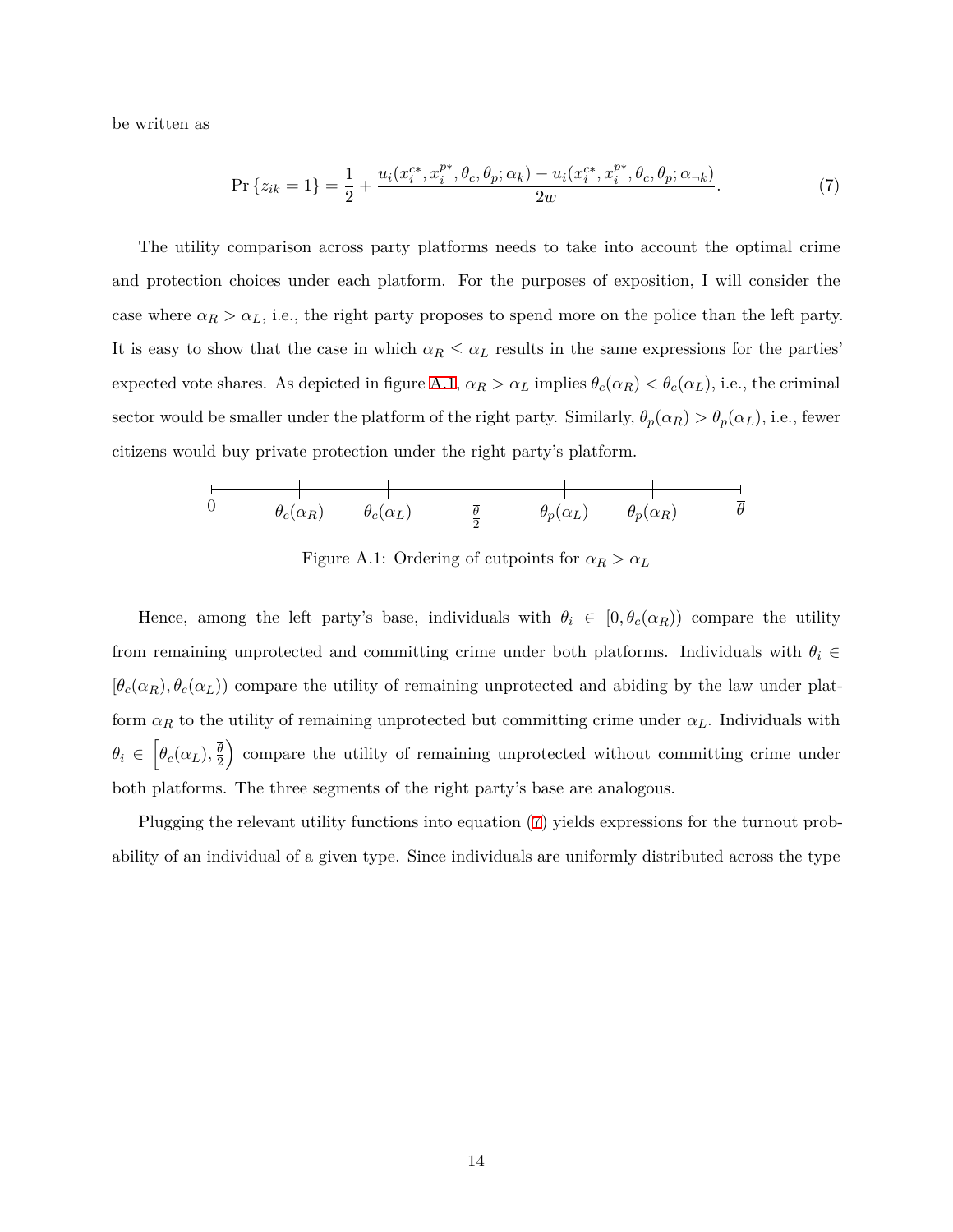be written as

$$\Pr\{z_{ik}=1\} = \frac{1}{2} + \frac{u_i(x_i^{c*}, x_i^{p*}, \theta_c, \theta_p; \alpha_k) - u_i(x_i^{c*}, x_i^{p*}, \theta_c, \theta_p; \alpha_{\neg k})}{2w}. \tag{7}$$

The utility comparison across party platforms needs to take into account the optimal crime and protection choices under each platform. For the purposes of exposition, I will consider the case where $\alpha_R > \alpha_L$, i.e., the right party proposes to spend more on the police than the left party. It is easy to show that the case in which $\alpha_R \leq \alpha_L$ results in the same expressions for the parties' expected vote shares. As depicted in figure A.1, $\alpha_R > \alpha_L$ implies $\theta_c(\alpha_R) < \theta_c(\alpha_L)$, i.e., the criminal sector would be smaller under the platform of the right party. Similarly, $\theta_p(\alpha_R) > \theta_p(\alpha_L)$, i.e., fewer citizens would buy private protection under the right party's platform.

$0 \quad \theta_c(\alpha_R) \quad \theta_c(\alpha_L) \quad \frac{\overline{\theta}}{2} \quad \theta_p(\alpha_L) \quad \theta_p(\alpha_R) \quad \overline{\theta}$

Figure A.1: Ordering of cutpoints for $\alpha_R > \alpha_L$

Hence, among the left party's base, individuals with $\theta_i \in [0, \theta_c(\alpha_R))$ compare the utility from remaining unprotected and committing crime under both platforms. Individuals with $\theta_i \in [\theta_c(\alpha_R), \theta_c(\alpha_L))$ compare the utility of remaining unprotected and abiding by the law under platform $\alpha_R$ to the utility of remaining unprotected but committing crime under $\alpha_L$. Individuals with $\theta_i \in \left[\theta_c(\alpha_L), \frac{\overline{\theta}}{2}\right)$ compare the utility of remaining unprotected without committing crime under both platforms. The three segments of the right party's base are analogous.

Plugging the relevant utility functions into equation (7) yields expressions for the turnout probability of an individual of a given type. Since individuals are uniformly distributed across the type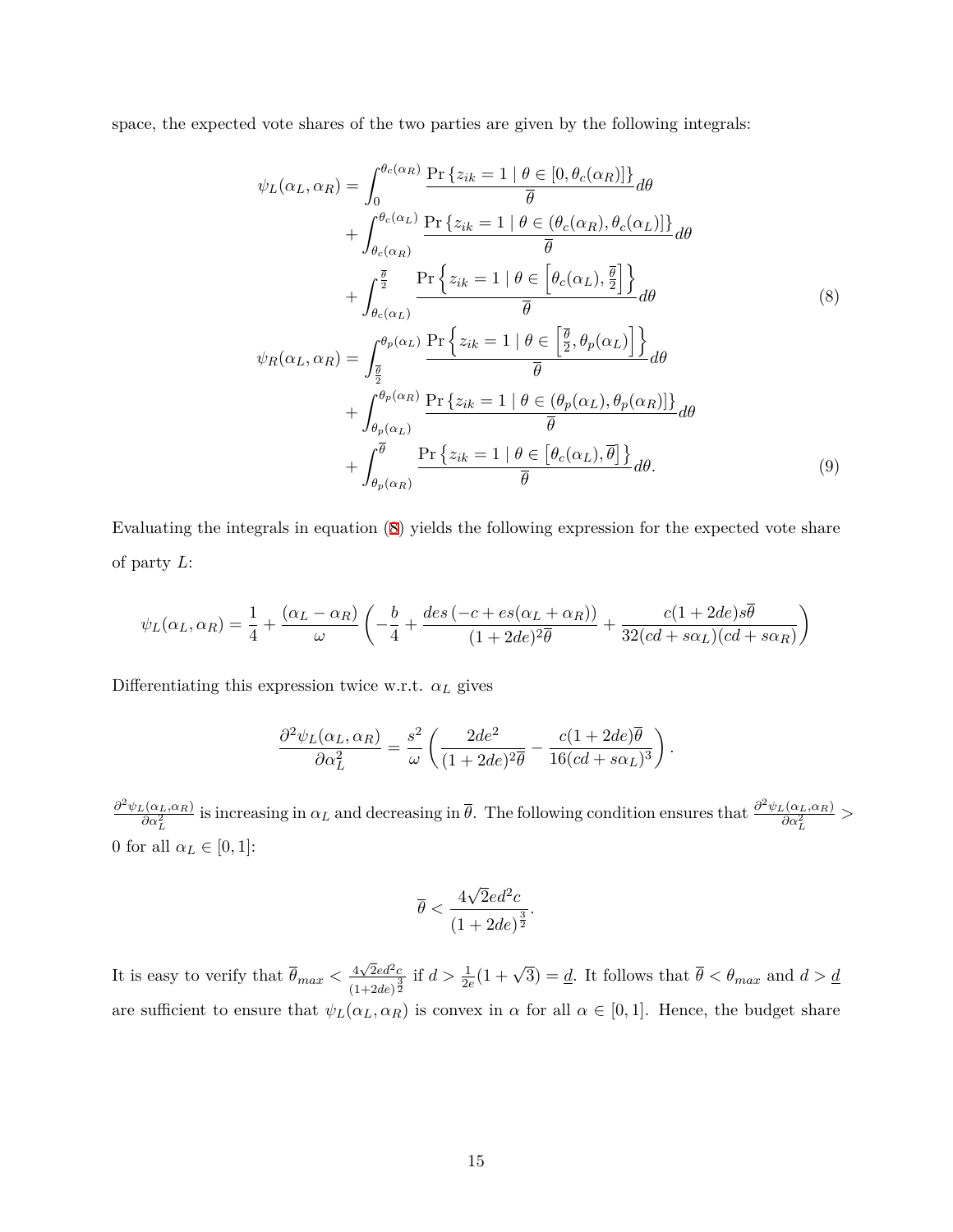space, the expected vote shares of the two parties are given by the following integrals:

$$\begin{aligned}
\psi_L(\alpha_L, \alpha_R) &= \int_0^{\theta_c(\alpha_R)} \frac{\Pr\{z_{ik} = 1 \mid \theta \in [0, \theta_c(\alpha_R)]\}}{\overline{\theta}} d\theta \\
&+ \int_{\theta_c(\alpha_R)}^{\theta_c(\alpha_L)} \frac{\Pr\{z_{ik} = 1 \mid \theta \in (\theta_c(\alpha_R), \theta_c(\alpha_L)]\}}{\overline{\theta}} d\theta \\
&+ \int_{\theta_c(\alpha_L)}^{\frac{\overline{\theta}}{2}} \frac{\Pr\left\{z_{ik} = 1 \mid \theta \in \left[\theta_c(\alpha_L), \frac{\overline{\theta}}{2}\right]\right\}}{\overline{\theta}} d\theta \qquad (8)\\
\psi_R(\alpha_L, \alpha_R) &= \int_{\frac{\overline{\theta}}{2}}^{\theta_p(\alpha_L)} \frac{\Pr\left\{z_{ik} = 1 \mid \theta \in \left[\frac{\overline{\theta}}{2}, \theta_p(\alpha_L)\right]\right\}}{\overline{\theta}} d\theta \\
&+ \int_{\theta_p(\alpha_L)}^{\theta_p(\alpha_R)} \frac{\Pr\{z_{ik} = 1 \mid \theta \in (\theta_p(\alpha_L), \theta_p(\alpha_R)]\}}{\overline{\theta}} d\theta \\
&+ \int_{\theta_p(\alpha_R)}^{\overline{\theta}} \frac{\Pr\{z_{ik} = 1 \mid \theta \in [\theta_c(\alpha_L), \overline{\theta}]\}}{\overline{\theta}} d\theta. \qquad (9)
\end{aligned}$$

Evaluating the integrals in equation (8) yields the following expression for the expected vote share of party $L$:

$$\psi_L(\alpha_L, \alpha_R) = \frac{1}{4} + \frac{(\alpha_L - \alpha_R)}{\omega} \left( -\frac{b}{4} + \frac{des\,(-c + es(\alpha_L + \alpha_R))}{(1 + 2de)^2 \overline{\theta}} + \frac{c(1 + 2de)s\overline{\theta}}{32(cd + s\alpha_L)(cd + s\alpha_R)} \right)$$

Differentiating this expression twice w.r.t. $\alpha_L$ gives

$$\frac{\partial^2 \psi_L(\alpha_L, \alpha_R)}{\partial \alpha_L^2} = \frac{s^2}{\omega} \left( \frac{2de^2}{(1 + 2de)^2 \overline{\theta}} - \frac{c(1 + 2de)\overline{\theta}}{16(cd + s\alpha_L)^3} \right).$$

$\frac{\partial^2 \psi_L(\alpha_L, \alpha_R)}{\partial \alpha_L^2}$ is increasing in $\alpha_L$ and decreasing in $\overline{\theta}$. The following condition ensures that $\frac{\partial^2 \psi_L(\alpha_L, \alpha_R)}{\partial \alpha_L^2} > 0$ for all $\alpha_L \in [0, 1]$:

$$\overline{\theta} < \frac{4\sqrt{2}ed^2c}{(1 + 2de)^{\frac{3}{2}}}.$$

It is easy to verify that $\overline{\theta}_{max} < \frac{4\sqrt{2}ed^2c}{(1+2de)^{\frac{3}{2}}}$ if $d > \frac{1}{2e}(1 + \sqrt{3}) = \underline{d}$. It follows that $\overline{\theta} < \theta_{max}$ and $d > \underline{d}$ are sufficient to ensure that $\psi_L(\alpha_L, \alpha_R)$ is convex in $\alpha$ for all $\alpha \in [0, 1]$. Hence, the budget share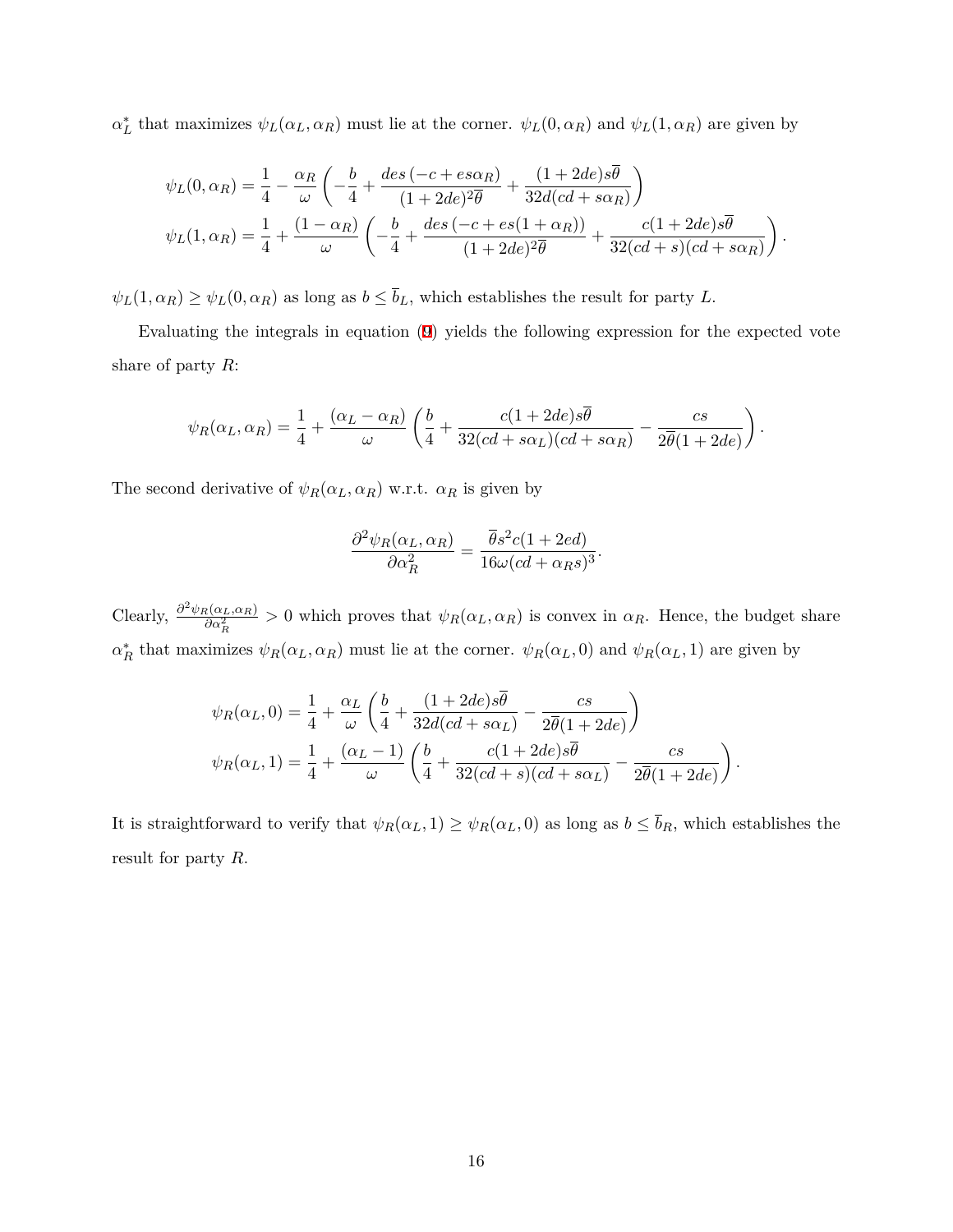$\alpha_L^*$ that maximizes $\psi_L(\alpha_L, \alpha_R)$ must lie at the corner. $\psi_L(0, \alpha_R)$ and $\psi_L(1, \alpha_R)$ are given by

$$
\begin{aligned}
\psi_L(0, \alpha_R) &= \frac{1}{4} - \frac{\alpha_R}{\omega}\left(-\frac{b}{4} + \frac{des\left(-c + es\alpha_R\right)}{(1+2de)^2\overline{\theta}} + \frac{(1+2de)s\overline{\theta}}{32d(cd+s\alpha_R)}\right) \\
\psi_L(1, \alpha_R) &= \frac{1}{4} + \frac{(1-\alpha_R)}{\omega}\left(-\frac{b}{4} + \frac{des\left(-c + es(1+\alpha_R)\right)}{(1+2de)^2\overline{\theta}} + \frac{c(1+2de)s\overline{\theta}}{32(cd+s)(cd+s\alpha_R)}\right).
\end{aligned}
$$

$\psi_L(1, \alpha_R) \geq \psi_L(0, \alpha_R)$ as long as $b \leq \overline{b}_L$, which establishes the result for party $L$.

Evaluating the integrals in equation (9) yields the following expression for the expected vote share of party $R$:

$$
\psi_R(\alpha_L, \alpha_R) = \frac{1}{4} + \frac{(\alpha_L - \alpha_R)}{\omega}\left(\frac{b}{4} + \frac{c(1+2de)s\overline{\theta}}{32(cd+s\alpha_L)(cd+s\alpha_R)} - \frac{cs}{2\overline{\theta}(1+2de)}\right).
$$

The second derivative of $\psi_R(\alpha_L, \alpha_R)$ w.r.t. $\alpha_R$ is given by

$$
\frac{\partial^2 \psi_R(\alpha_L, \alpha_R)}{\partial \alpha_R^2} = \frac{\overline{\theta}s^2 c(1+2ed)}{16\omega(cd+\alpha_R s)^3}.
$$

Clearly, $\frac{\partial^2 \psi_R(\alpha_L, \alpha_R)}{\partial \alpha_R^2} > 0$ which proves that $\psi_R(\alpha_L, \alpha_R)$ is convex in $\alpha_R$. Hence, the budget share $\alpha_R^*$ that maximizes $\psi_R(\alpha_L, \alpha_R)$ must lie at the corner. $\psi_R(\alpha_L, 0)$ and $\psi_R(\alpha_L, 1)$ are given by

$$
\begin{aligned}
\psi_R(\alpha_L, 0) &= \frac{1}{4} + \frac{\alpha_L}{\omega}\left(\frac{b}{4} + \frac{(1+2de)s\overline{\theta}}{32d(cd+s\alpha_L)} - \frac{cs}{2\overline{\theta}(1+2de)}\right) \\
\psi_R(\alpha_L, 1) &= \frac{1}{4} + \frac{(\alpha_L - 1)}{\omega}\left(\frac{b}{4} + \frac{c(1+2de)s\overline{\theta}}{32(cd+s)(cd+s\alpha_L)} - \frac{cs}{2\overline{\theta}(1+2de)}\right).
\end{aligned}
$$

It is straightforward to verify that $\psi_R(\alpha_L, 1) \geq \psi_R(\alpha_L, 0)$ as long as $b \leq \overline{b}_R$, which establishes the result for party $R$.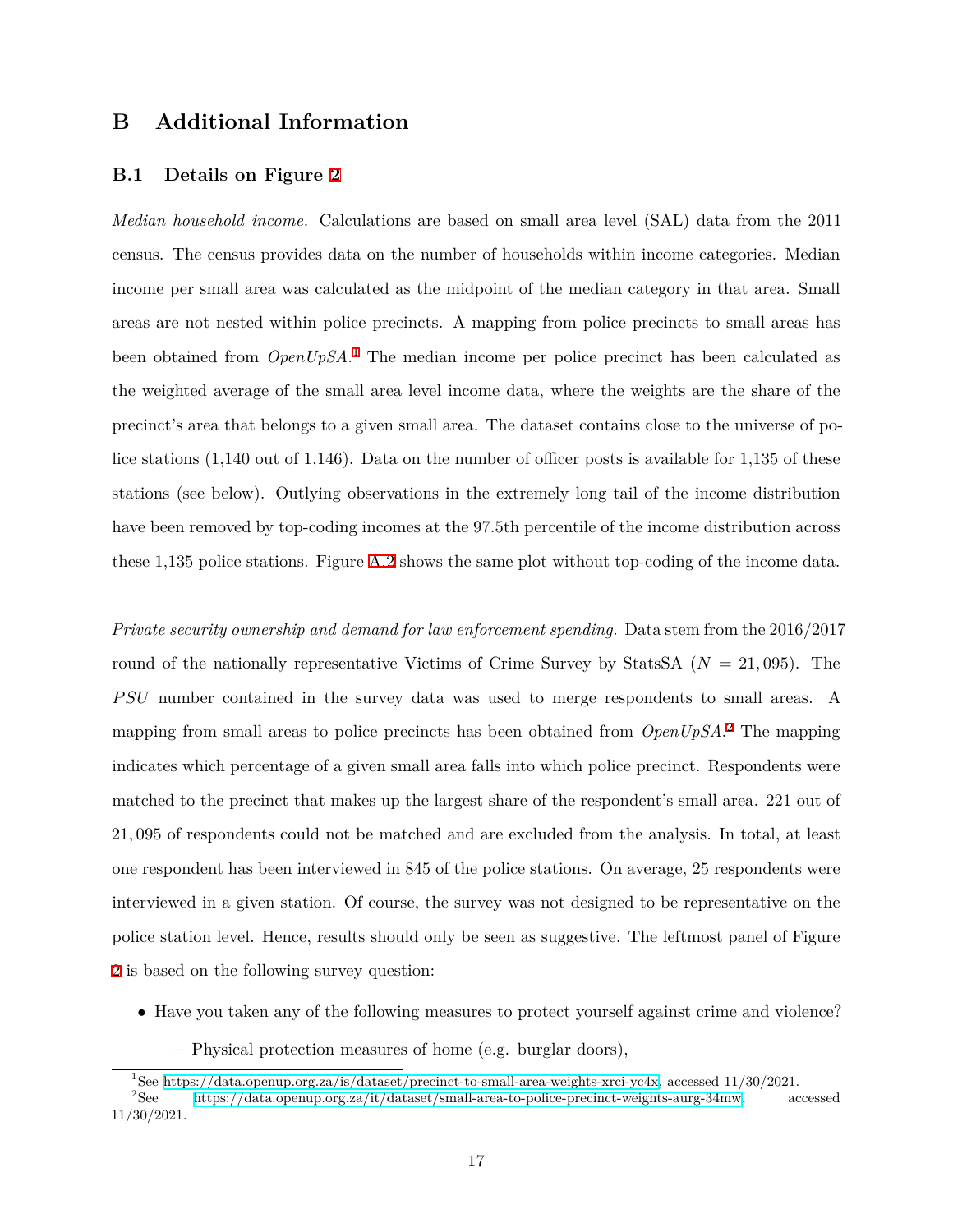# B Additional Information

## B.1 Details on Figure 2

*Median household income.* Calculations are based on small area level (SAL) data from the 2011 census. The census provides data on the number of households within income categories. Median income per small area was calculated as the midpoint of the median category in that area. Small areas are not nested within police precincts. A mapping from police precincts to small areas has been obtained from *OpenUpSA*.[1] The median income per police precinct has been calculated as the weighted average of the small area level income data, where the weights are the share of the precinct's area that belongs to a given small area. The dataset contains close to the universe of police stations (1,140 out of 1,146). Data on the number of officer posts is available for 1,135 of these stations (see below). Outlying observations in the extremely long tail of the income distribution have been removed by top-coding incomes at the 97.5th percentile of the income distribution across these 1,135 police stations. Figure A.2 shows the same plot without top-coding of the income data.

*Private security ownership and demand for law enforcement spending.* Data stem from the 2016/2017 round of the nationally representative Victims of Crime Survey by StatsSA ($N = 21,095$). The *PSU* number contained in the survey data was used to merge respondents to small areas. A mapping from small areas to police precincts has been obtained from *OpenUpSA*.[2] The mapping indicates which percentage of a given small area falls into which police precinct. Respondents were matched to the precinct that makes up the largest share of the respondent's small area. 221 out of $21,095$ of respondents could not be matched and are excluded from the analysis. In total, at least one respondent has been interviewed in 845 of the police stations. On average, 25 respondents were interviewed in a given station. Of course, the survey was not designed to be representative on the police station level. Hence, results should only be seen as suggestive. The leftmost panel of Figure 2 is based on the following survey question:

- Have you taken any of the following measures to protect yourself against crime and violence?
  - Physical protection measures of home (e.g. burglar doors),

[1] See https://data.openup.org.za/is/dataset/precinct-to-small-area-weights-xrci-yc4x, accessed 11/30/2021.

[2] See https://data.openup.org.za/it/dataset/small-area-to-police-precinct-weights-aurg-34mw, accessed 11/30/2021.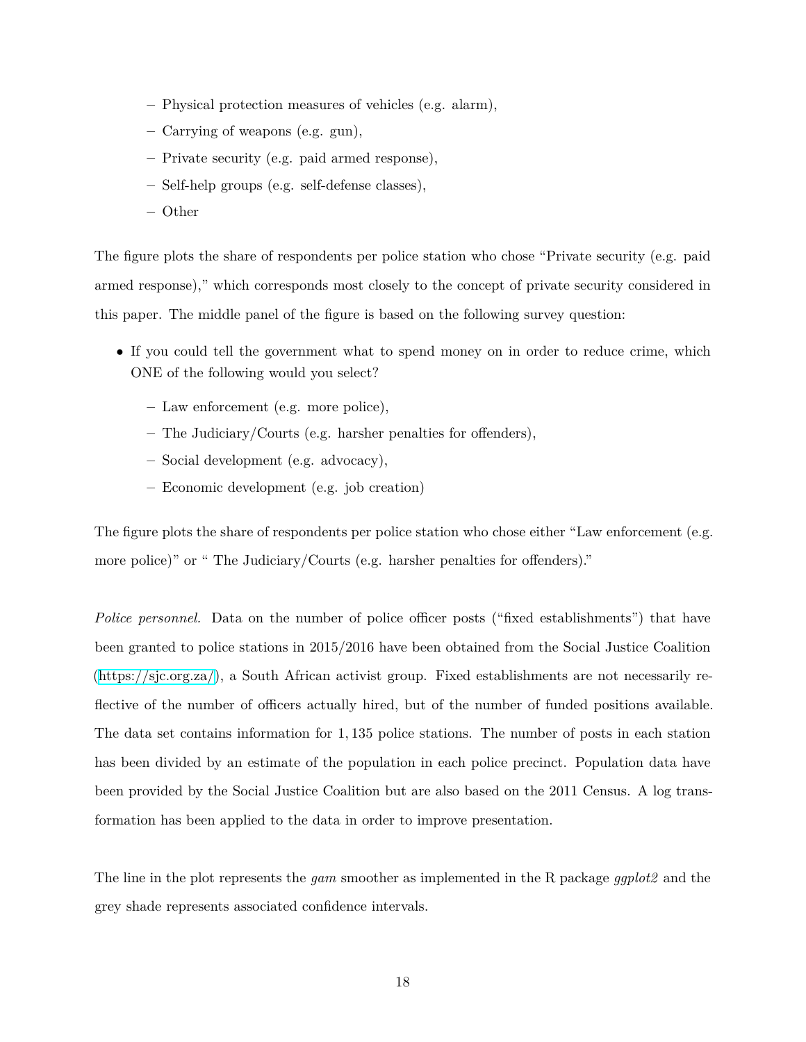- Physical protection measures of vehicles (e.g. alarm),
  - Carrying of weapons (e.g. gun),
  - Private security (e.g. paid armed response),
  - Self-help groups (e.g. self-defense classes),
  - Other

The figure plots the share of respondents per police station who chose "Private security (e.g. paid armed response)," which corresponds most closely to the concept of private security considered in this paper. The middle panel of the figure is based on the following survey question:

- If you could tell the government what to spend money on in order to reduce crime, which ONE of the following would you select?
  - Law enforcement (e.g. more police),
  - The Judiciary/Courts (e.g. harsher penalties for offenders),
  - Social development (e.g. advocacy),
  - Economic development (e.g. job creation)

The figure plots the share of respondents per police station who chose either "Law enforcement (e.g. more police)" or " The Judiciary/Courts (e.g. harsher penalties for offenders)."

*Police personnel.* Data on the number of police officer posts ("fixed establishments") that have been granted to police stations in 2015/2016 have been obtained from the Social Justice Coalition (https://sjc.org.za/), a South African activist group. Fixed establishments are not necessarily reflective of the number of officers actually hired, but of the number of funded positions available. The data set contains information for 1,135 police stations. The number of posts in each station has been divided by an estimate of the population in each police precinct. Population data have been provided by the Social Justice Coalition but are also based on the 2011 Census. A log transformation has been applied to the data in order to improve presentation.

The line in the plot represents the *gam* smoother as implemented in the R package *ggplot2* and the grey shade represents associated confidence intervals.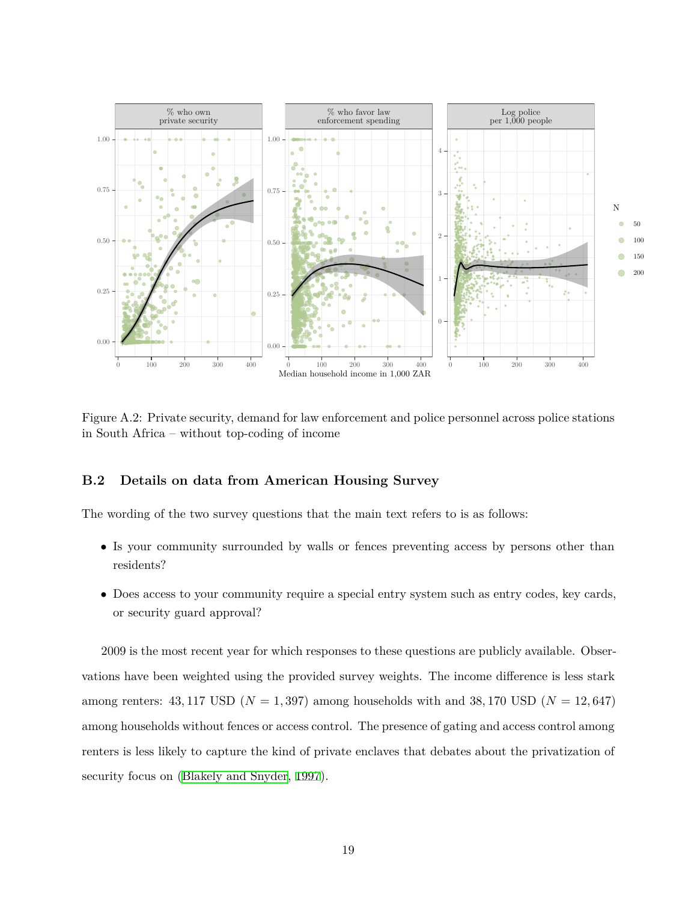Figure A.2: Private security, demand for law enforcement and police personnel across police stations in South Africa – without top-coding of income

## B.2 Details on data from American Housing Survey

The wording of the two survey questions that the main text refers to is as follows:

- Is your community surrounded by walls or fences preventing access by persons other than residents?
- Does access to your community require a special entry system such as entry codes, key cards, or security guard approval?

2009 is the most recent year for which responses to these questions are publicly available. Observations have been weighted using the provided survey weights. The income difference is less stark among renters: $43,117$ USD ($N = 1,397$) among households with and $38,170$ USD ($N = 12,647$) among households without fences or access control. The presence of gating and access control among renters is less likely to capture the kind of private enclaves that debates about the privatization of security focus on (Blakely and Snyder, 1997).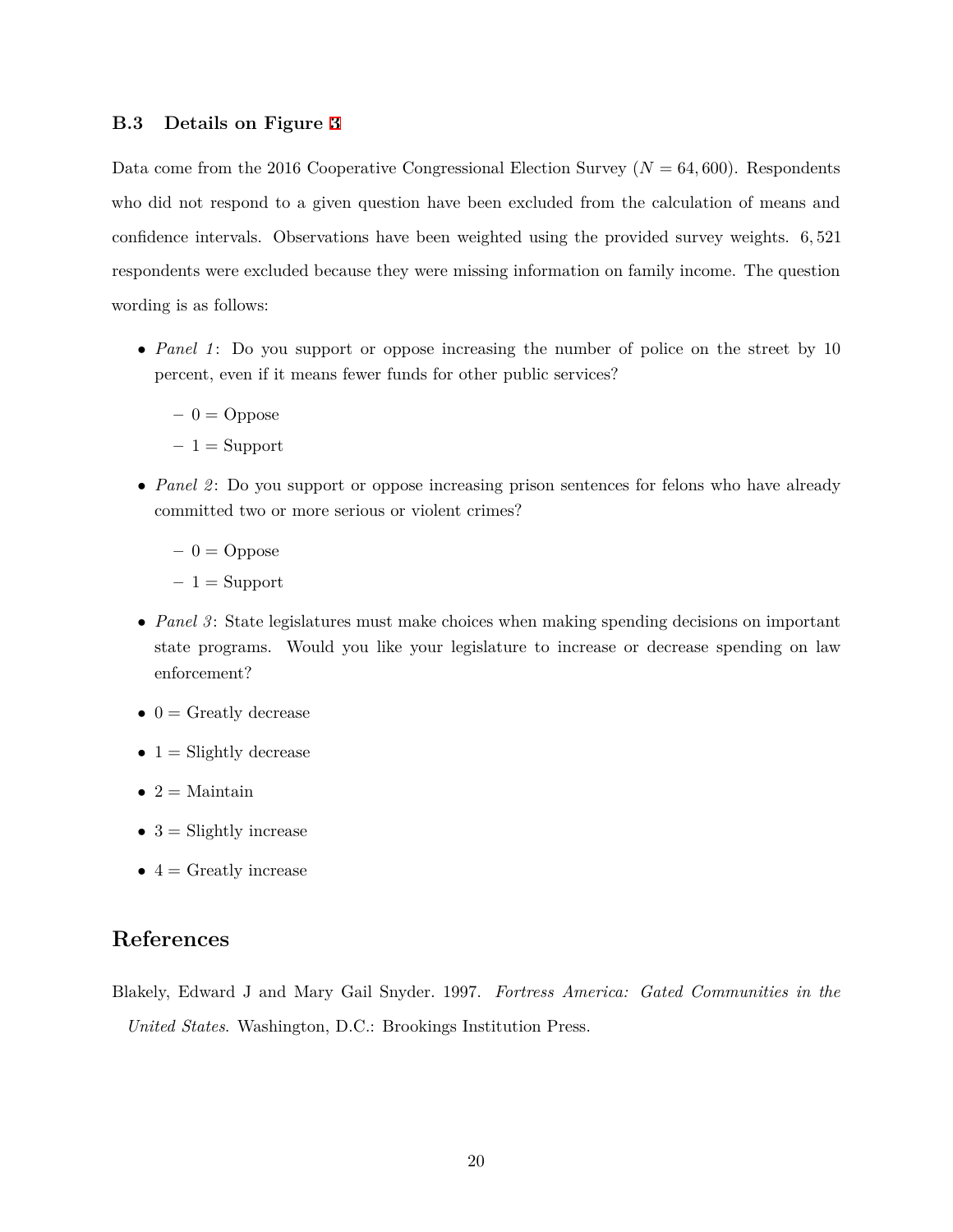### B.3 Details on Figure 3

Data come from the 2016 Cooperative Congressional Election Survey ($N = 64,600$). Respondents who did not respond to a given question have been excluded from the calculation of means and confidence intervals. Observations have been weighted using the provided survey weights. 6,521 respondents were excluded because they were missing information on family income. The question wording is as follows:

- *Panel 1*: Do you support or oppose increasing the number of police on the street by 10 percent, even if it means fewer funds for other public services?
  - 0 = Oppose
  - 1 = Support
- *Panel 2*: Do you support or oppose increasing prison sentences for felons who have already committed two or more serious or violent crimes?
  - 0 = Oppose
  - 1 = Support
- *Panel 3*: State legislatures must make choices when making spending decisions on important state programs. Would you like your legislature to increase or decrease spending on law enforcement?
- 0 = Greatly decrease
- 1 = Slightly decrease
- 2 = Maintain
- 3 = Slightly increase
- 4 = Greatly increase

## References

Blakely, Edward J and Mary Gail Snyder. 1997. *Fortress America: Gated Communities in the United States*. Washington, D.C.: Brookings Institution Press.